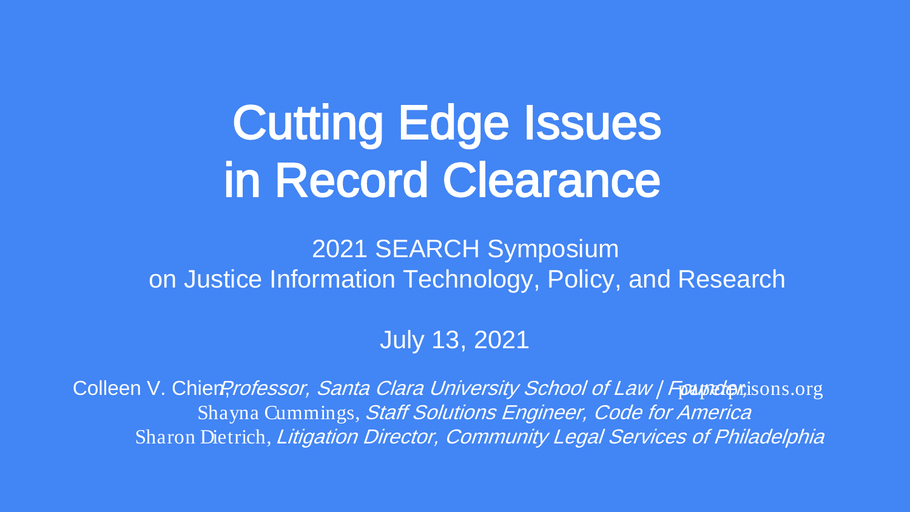# Cutting Edge Issues in Record Clearance

2021 SEARCH Symposium
on Justice Information Technology, Policy, and Research

July 13, 2021

Colleen V. Chien, *Professor, Santa Clara University School of Law | Founder,* paperprisons.org
Shayna Cummings, *Staff Solutions Engineer, Code for America*
Sharon Dietrich, *Litigation Director, Community Legal Services of Philadelphia*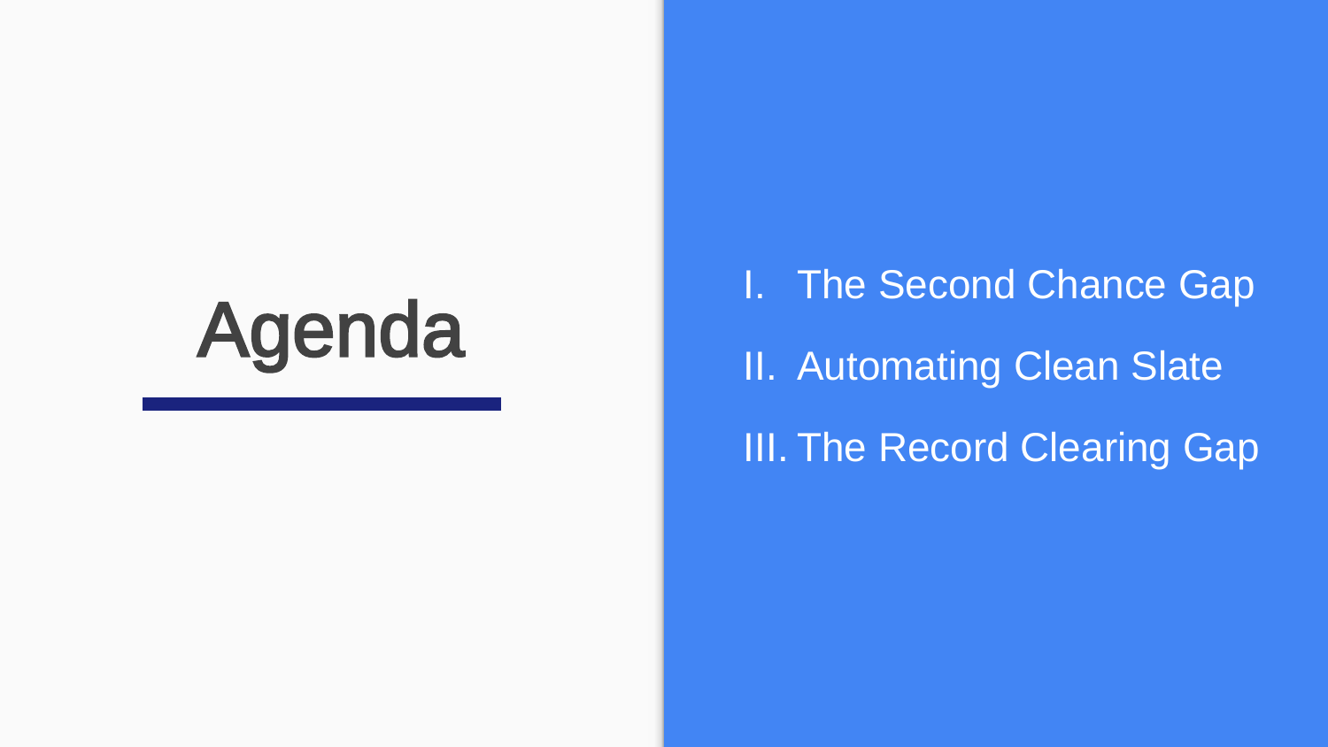# Agenda

I. The Second Chance Gap

II. Automating Clean Slate

III. The Record Clearing Gap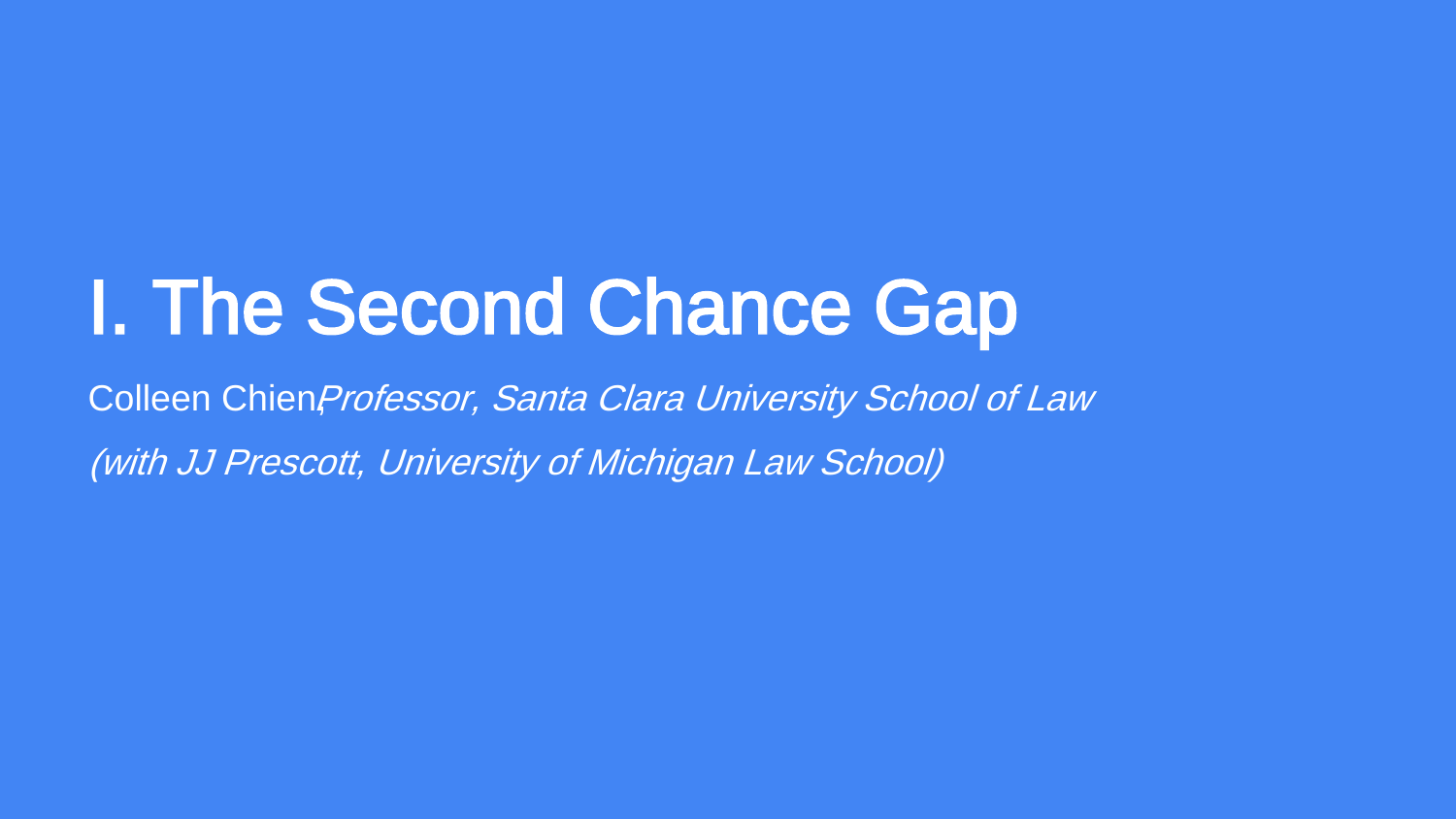# I. The Second Chance Gap

Colleen Chien, *Professor, Santa Clara University School of Law*

*(with JJ Prescott, University of Michigan Law School)*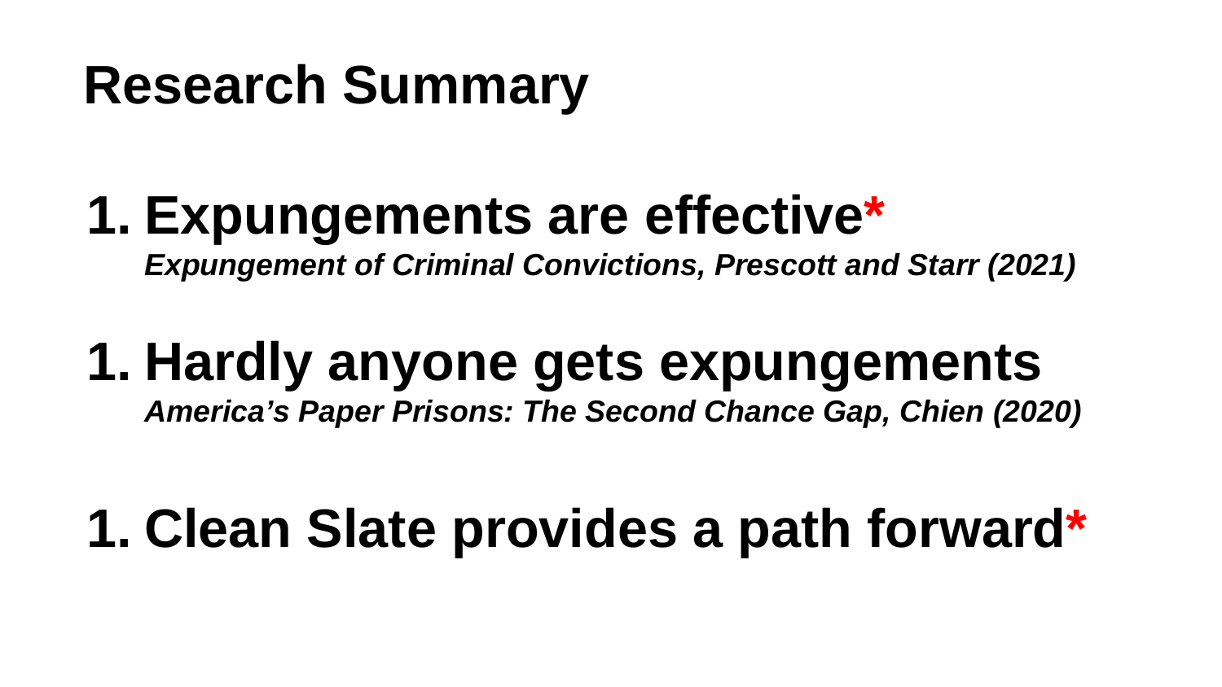# Research Summary

1. **Expungements are effective***
   ***Expungement of Criminal Convictions, Prescott and Starr (2021)***

1. **Hardly anyone gets expungements**
   ***America's Paper Prisons: The Second Chance Gap, Chien (2020)***

1. **Clean Slate provides a path forward***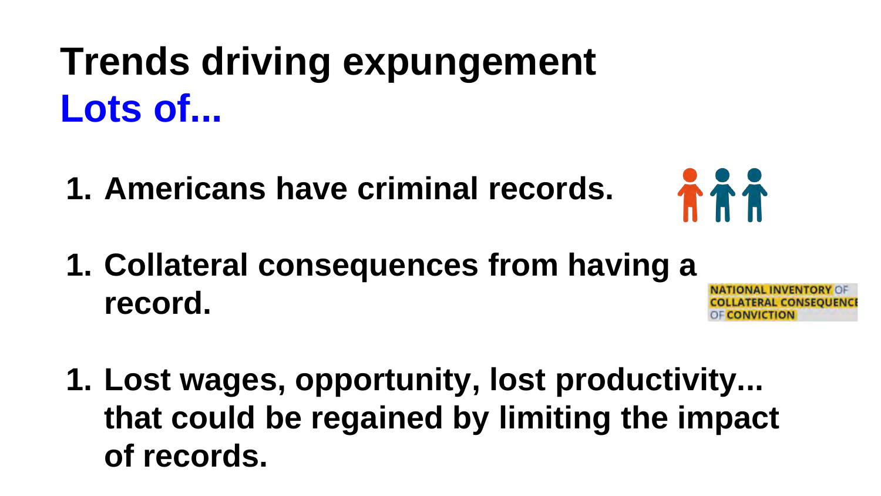# Trends driving expungement

## Lots of...

1. Americans have criminal records.

1. Collateral consequences from having a record.

NATIONAL INVENTORY OF COLLATERAL CONSEQUENCES OF CONVICTION

1. Lost wages, opportunity, lost productivity... that could be regained by limiting the impact of records.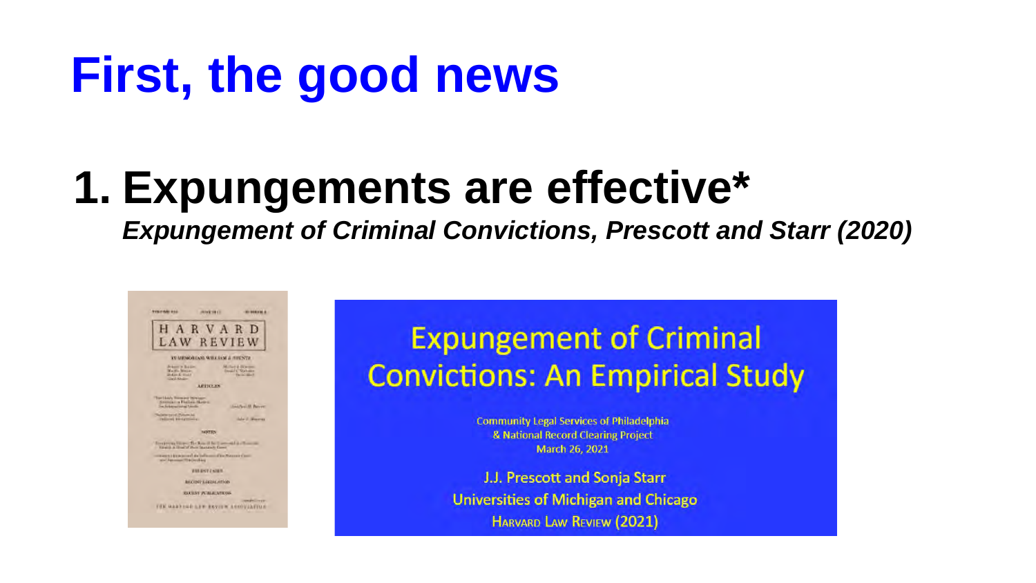# First, the good news

## 1. Expungements are effective*

***Expungement of Criminal Convictions, Prescott and Starr (2020)***

HARVARD LAW REVIEW

Expungement of Criminal Convictions: An Empirical Study

Community Legal Services of Philadelphia
& National Record Clearing Project
March 26, 2021

J.J. Prescott and Sonja Starr
Universities of Michigan and Chicago
HARVARD LAW REVIEW (2021)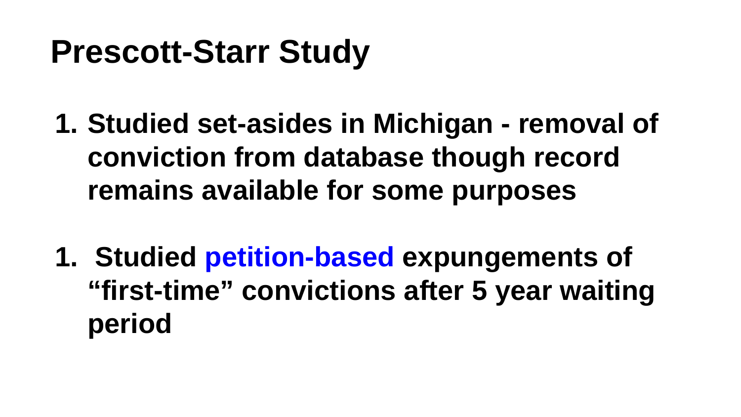# Prescott-Starr Study

1. **Studied set-asides in Michigan - removal of conviction from database though record remains available for some purposes**

1. **Studied petition-based expungements of "first-time" convictions after 5 year waiting period**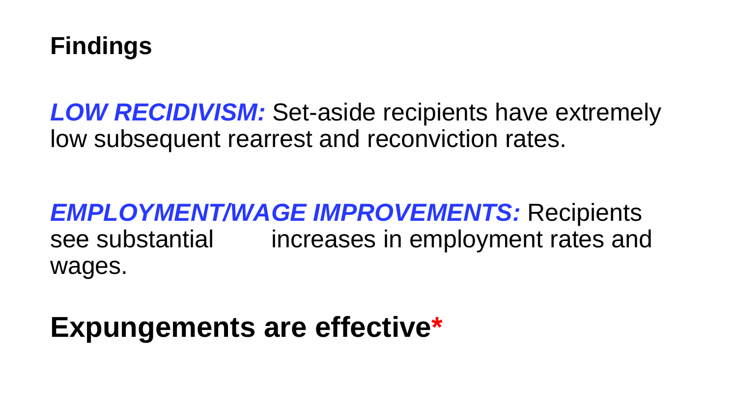# Findings

***LOW RECIDIVISM:*** Set-aside recipients have extremely low subsequent rearrest and reconviction rates.

***EMPLOYMENT/WAGE IMPROVEMENTS:*** Recipients see substantial increases in employment rates and wages.

**Expungements are effective***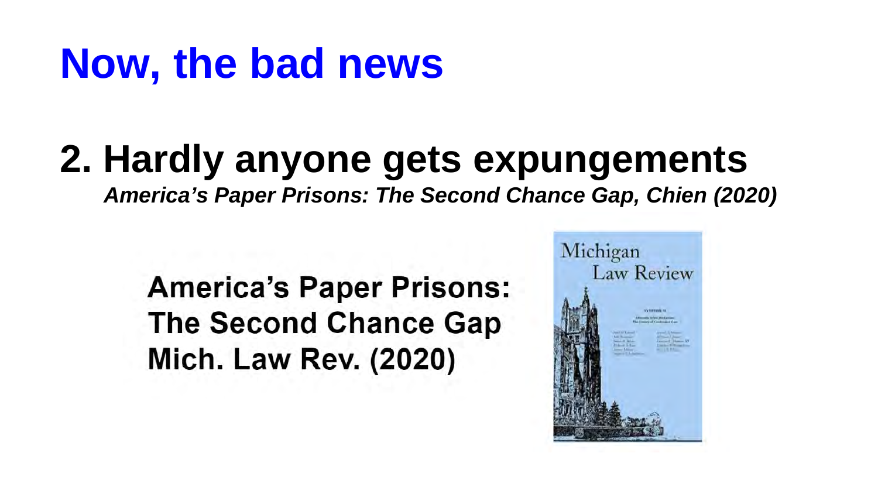# Now, the bad news

## 2. Hardly anyone gets expungements

***America's Paper Prisons: The Second Chance Gap, Chien (2020)***

**America's Paper Prisons:**
**The Second Chance Gap**
**Mich. Law Rev. (2020)**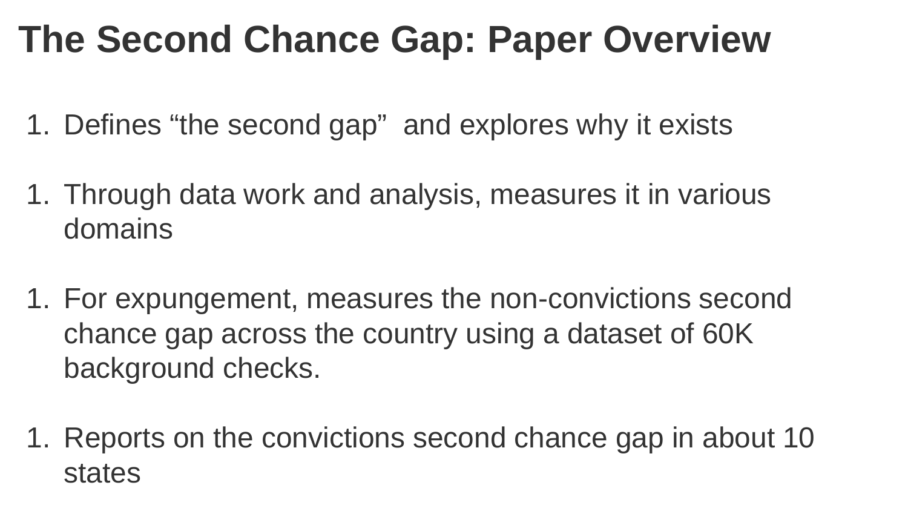# The Second Chance Gap: Paper Overview

1. Defines “the second gap”  and explores why it exists

1. Through data work and analysis, measures it in various domains

1. For expungement, measures the non-convictions second chance gap across the country using a dataset of 60K background checks.

1. Reports on the convictions second chance gap in about 10 states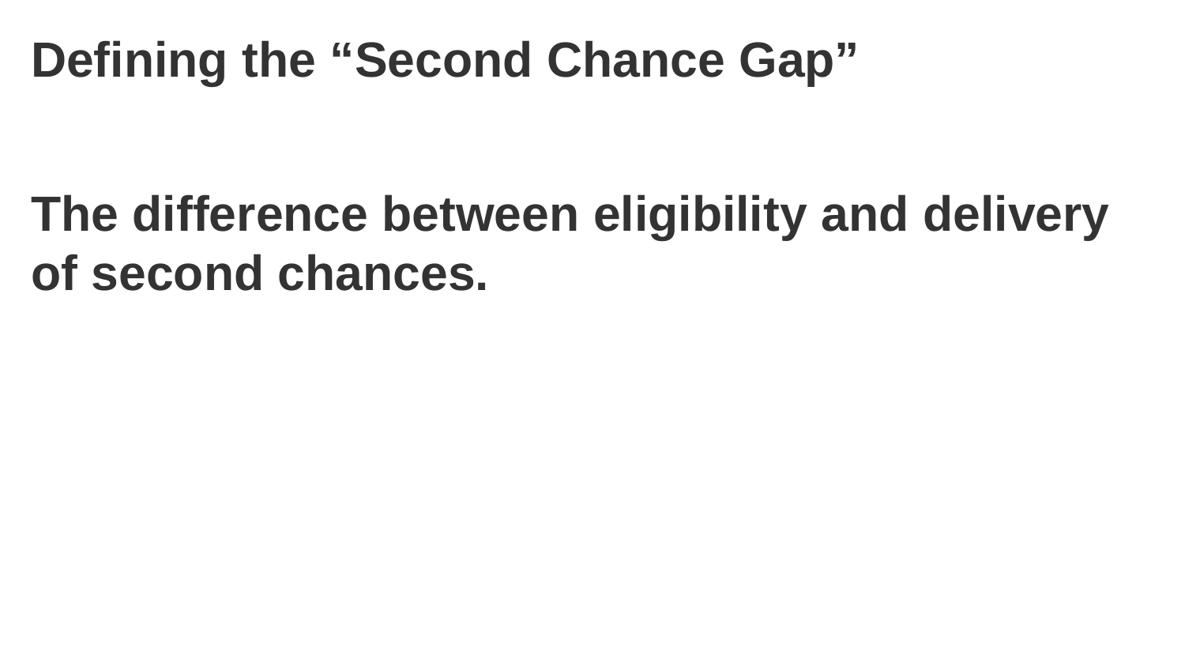# Defining the “Second Chance Gap”

**The difference between eligibility and delivery of second chances.**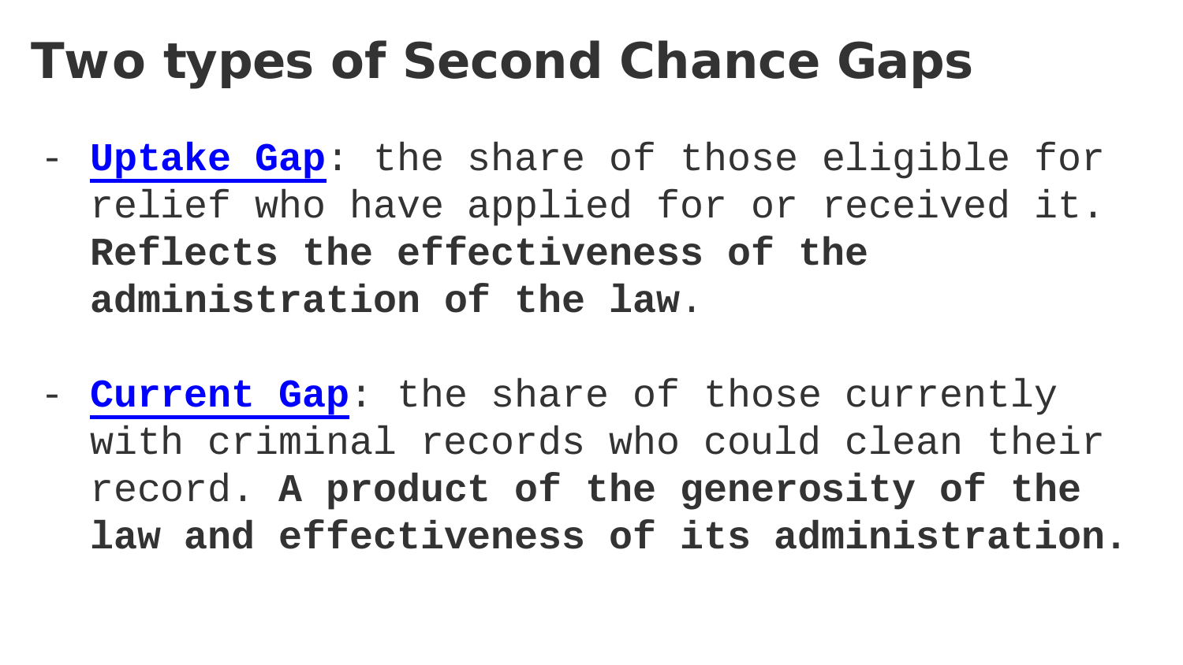# Two types of Second Chance Gaps

- **Uptake Gap**: the share of those eligible for relief who have applied for or received it. **Reflects the effectiveness of the administration of the law**.

- **Current Gap**: the share of those currently with criminal records who could clean their record. **A product of the generosity of the law and effectiveness of its administration.**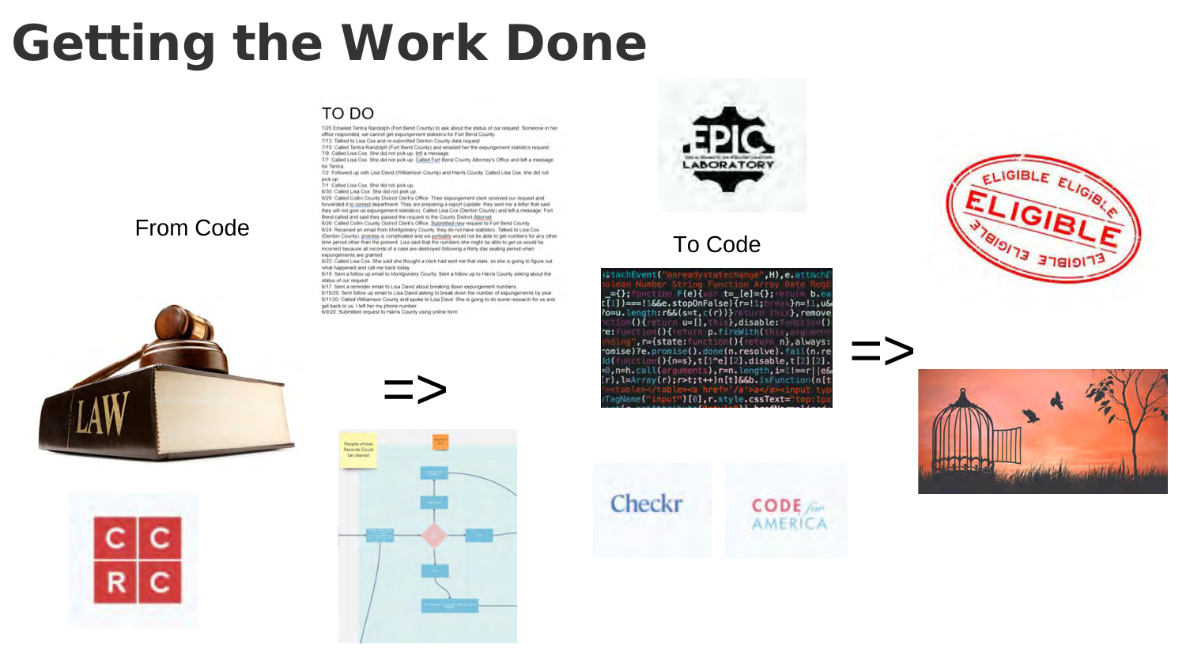# Getting the Work Done

From Code

=>

To Code

=>

## TO DO

7/20 Emailed Tentra Randolph (Fort Bend County) to ask about the status of our request. Someone in her office responded; we cannot get expungement statistics for Fort Bend County.
7/13: Talked to Lisa Cox and re-submitted Denton County data request
7/10: Called Tentra Randolph (Fort Bend County) and emailed her the expungement statistics request
7/9: Called Lisa Cox. She did not pick up, left a message
7/7: Called Lisa Cox. She did not pick up. Called Fort Bend County Attorney's Office and left a message for Tentra
7/2: Followed up with Lisa David (Williamson County) and Harris County. Called Lisa Cox, she did not pick up
7/1: Called Lisa Cox. She did not pick up
6/30: Called Lisa Cox. She did not pick up
6/29: Called Collin County District Clerk's Office. Their expungement clerk received our request and forwarded it to correct department. They are preparing a report (update: they sent me a letter that said they will not give us expungement statistics). Called Lisa Cox (Denton County) and left a message. Fort Bend called and said they passed the request to the County District Attorney
6/26: Called Collin County District Clerk's Office. Submitted new request to Fort Bend County
6/24: Received an email from Montgomery County, they do not have statistics. Talked to Lisa Cox (Denton County), process is complicated and we probably would not be able to get numbers for any other time period other than the present. Lisa said that the numbers she might be able to get us would be incorrect because all records of a case are destroyed following a thirty day sealing period when expungements are granted
6/22: Called Lisa Cox. She said she thought a clerk had sent me that stats, so she is going to figure out what happened and call me back today
6/19: Sent a follow up email to Montgomery County. Sent a follow up to Harris County asking about the status of our request
6/17: Sent a reminder email to Lisa David about breaking down expungement numbers
6/15/20: Sent follow up email to Lisa David asking to break down the number of expungements by year
6/11/20: Called Williamson County and spoke to Lisa David. She is going to do some research for us and get back to us. I left her my phone number
6/9/20: Submitted request to Harris County using online form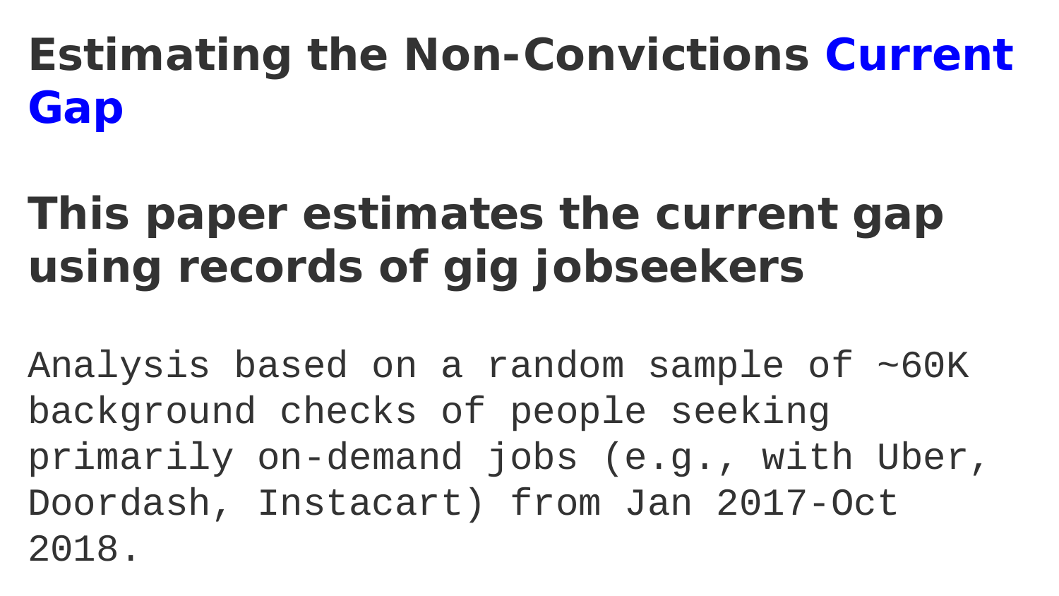# Estimating the Non-Convictions Current Gap

## This paper estimates the current gap using records of gig jobseekers

Analysis based on a random sample of ~60K background checks of people seeking primarily on-demand jobs (e.g., with Uber, Doordash, Instacart) from Jan 2017-Oct 2018.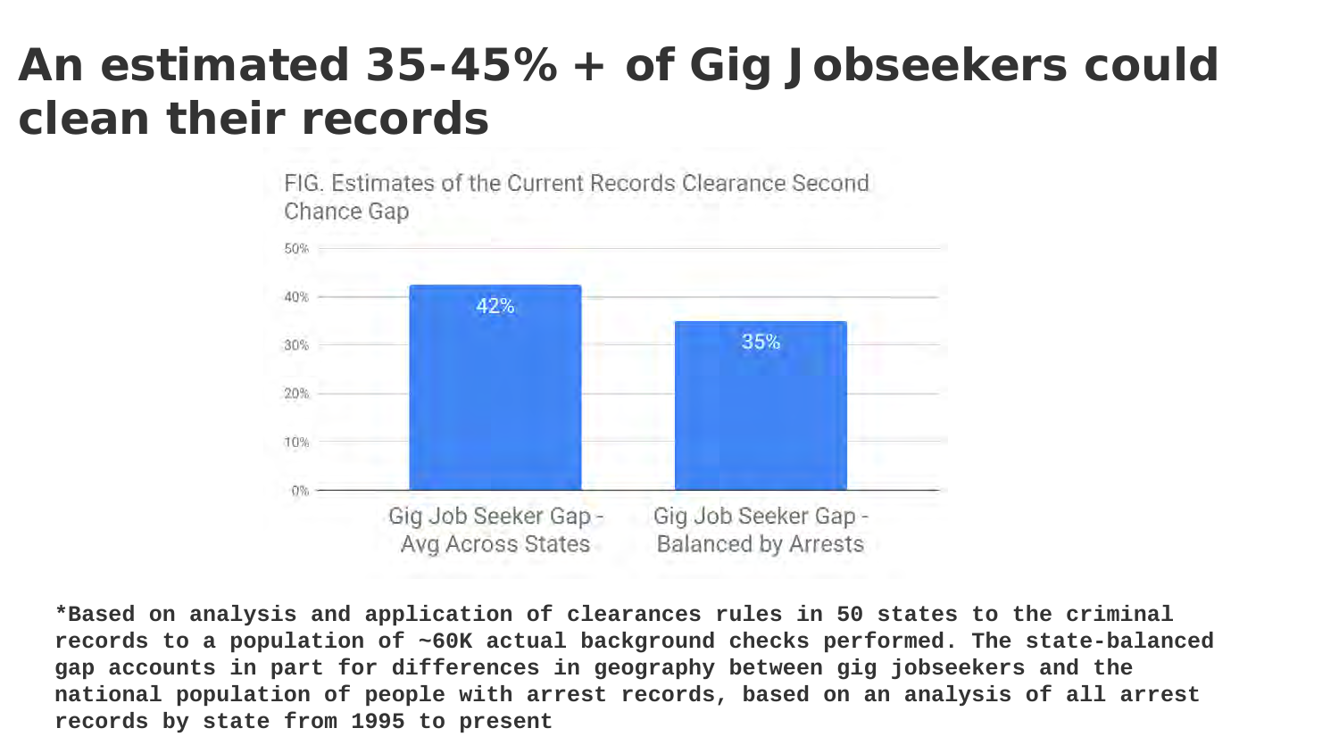# An estimated 35-45% + of Gig Jobseekers could clean their records

FIG. Estimates of the Current Records Clearance Second Chance Gap

| Category | Value |
| --- | --- |
| Gig Job Seeker Gap - Avg Across States | 42% |
| Gig Job Seeker Gap - Balanced by Arrests | 35% |

**\*Based on analysis and application of clearances rules in 50 states to the criminal records to a population of ~60K actual background checks performed. The state-balanced gap accounts in part for differences in geography between gig jobseekers and the national population of people with arrest records, based on an analysis of all arrest records by state from 1995 to present**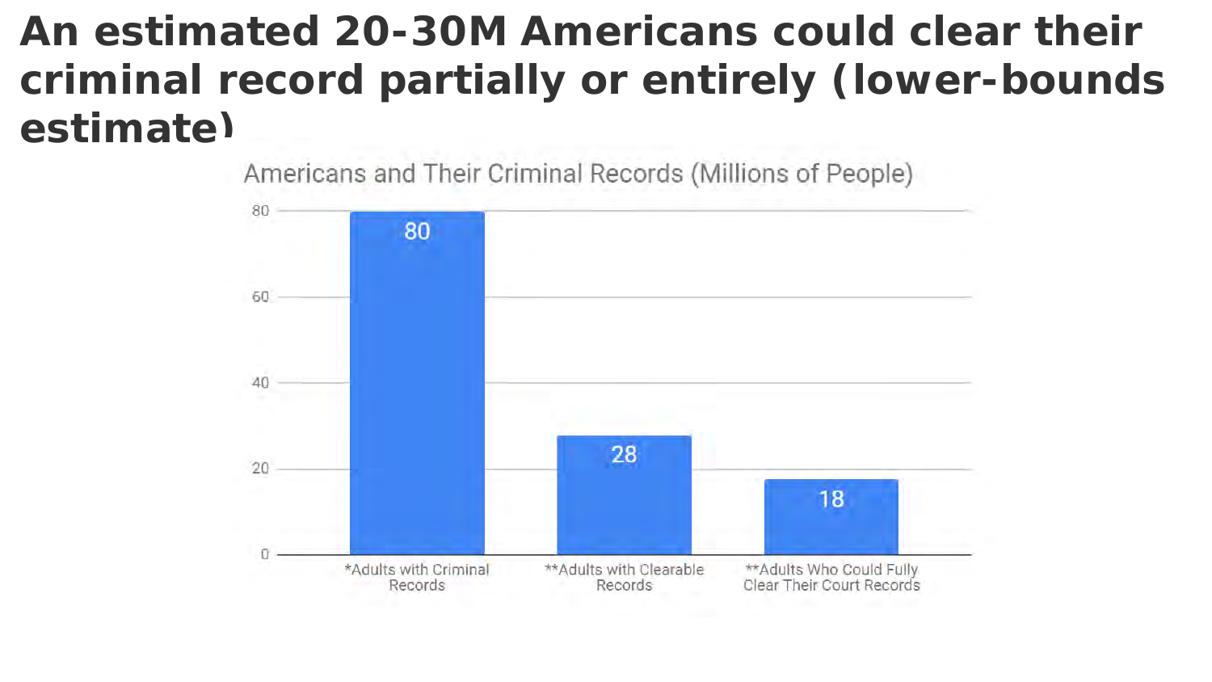# An estimated 20-30M Americans could clear their criminal record partially or entirely (lower-bounds estimate)

Americans and Their Criminal Records (Millions of People)

| Category | Millions of People |
| --- | --- |
| *Adults with Criminal Records | 80 |
| **Adults with Clearable Records | 28 |
| **Adults Who Could Fully Clear Their Court Records | 18 |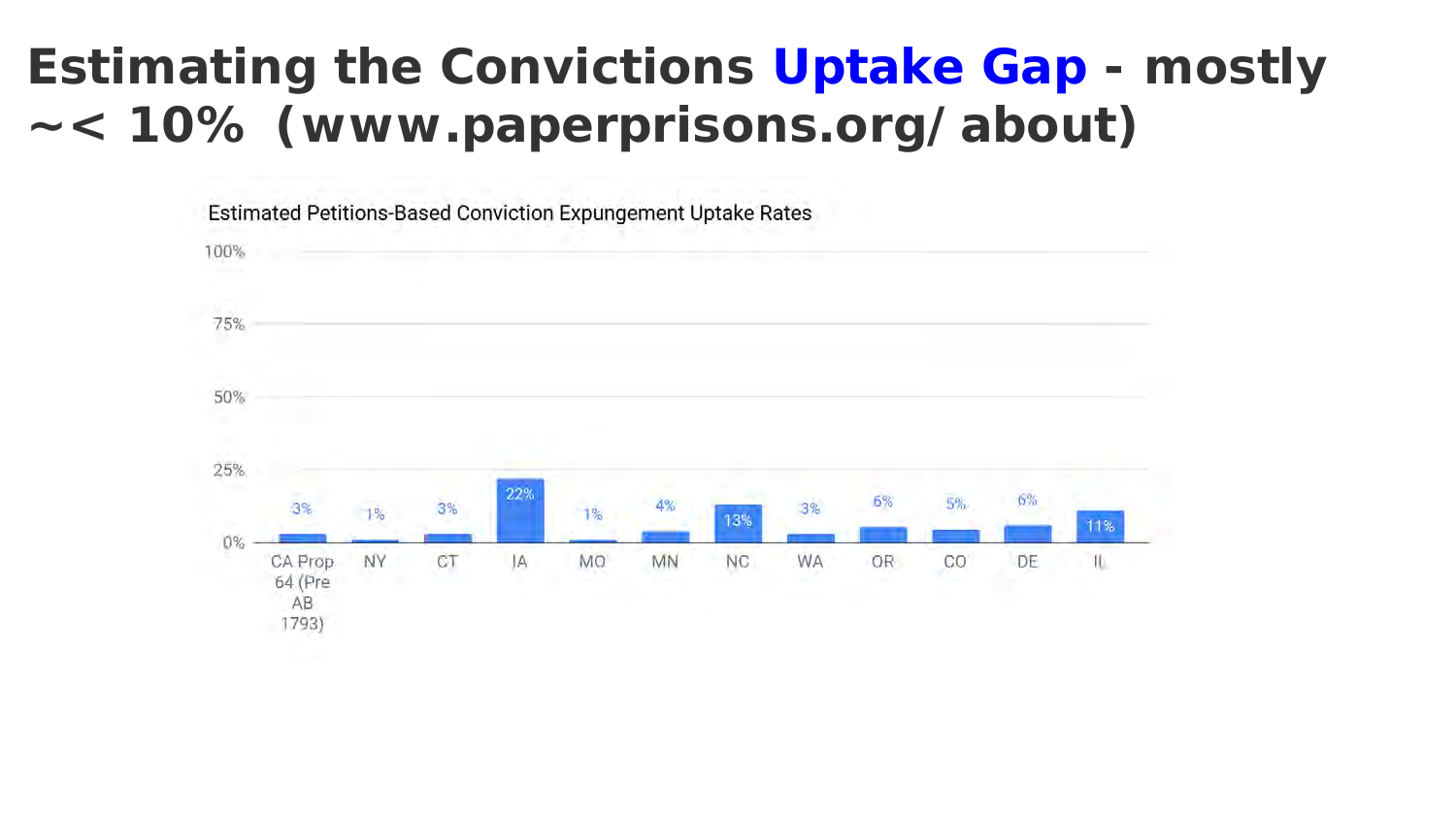# Estimating the Convictions Uptake Gap - mostly ~< 10% (www.paperprisons.org/ about)

Estimated Petitions-Based Conviction Expungement Uptake Rates

| State | Uptake Rate |
|---|---|
| CA Prop 64 (Pre AB 1793) | 3% |
| NY | 1% |
| CT | 3% |
| IA | 22% |
| MO | 1% |
| MN | 4% |
| NC | 13% |
| WA | 3% |
| OR | 6% |
| CO | 5% |
| DE | 6% |
| IL | 11% |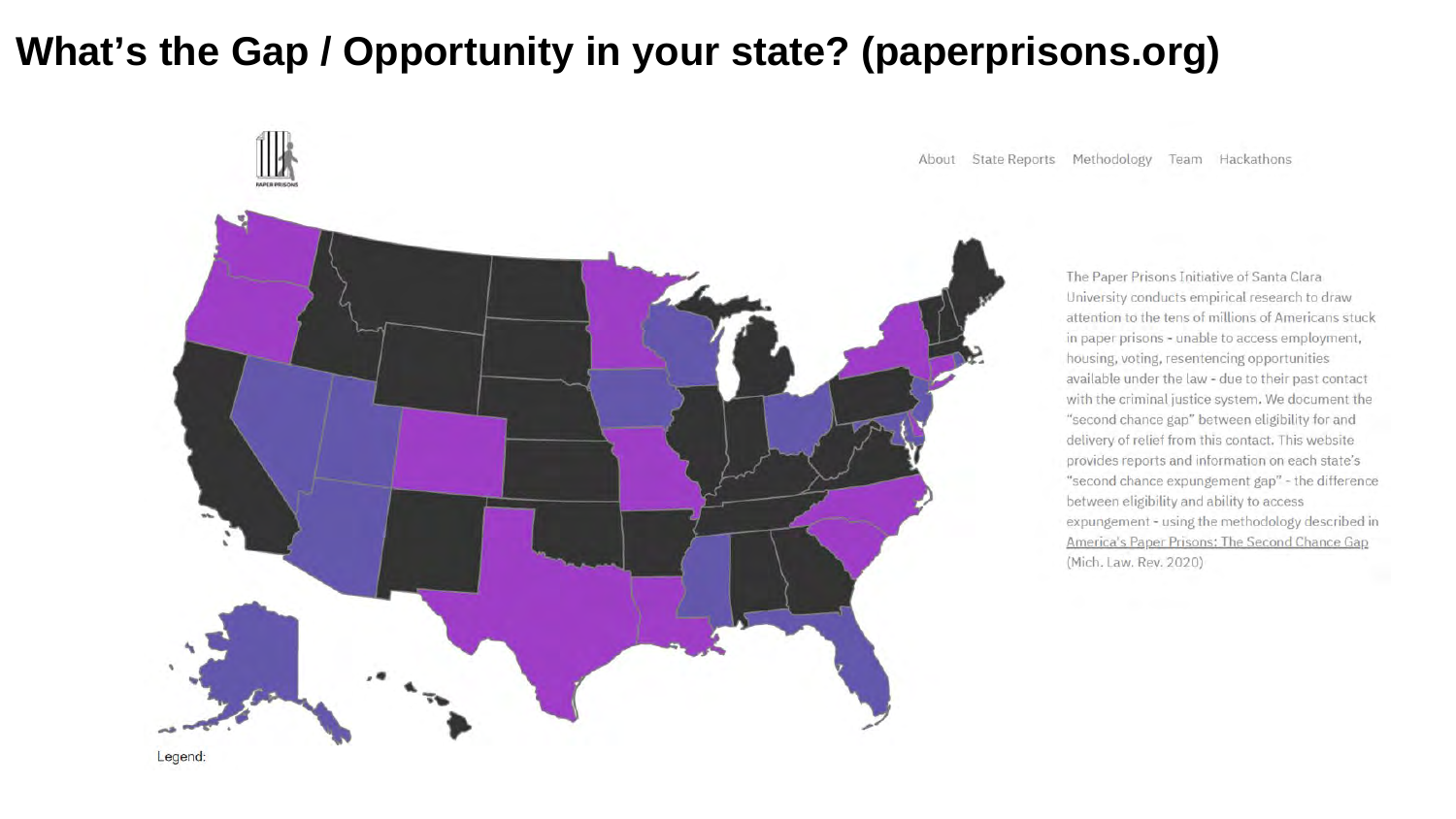# What's the Gap / Opportunity in your state? (paperprisons.org)

About State Reports Methodology Team Hackathons

The Paper Prisons Initiative of Santa Clara University conducts empirical research to draw attention to the tens of millions of Americans stuck in paper prisons - unable to access employment, housing, voting, resentencing opportunities available under the law - due to their past contact with the criminal justice system. We document the "second chance gap" between eligibility for and delivery of relief from this contact. This website provides reports and information on each state's "second chance expungement gap" - the difference between eligibility and ability to access expungement - using the methodology described in America's Paper Prisons: The Second Chance Gap (Mich. Law. Rev. 2020)

Legend: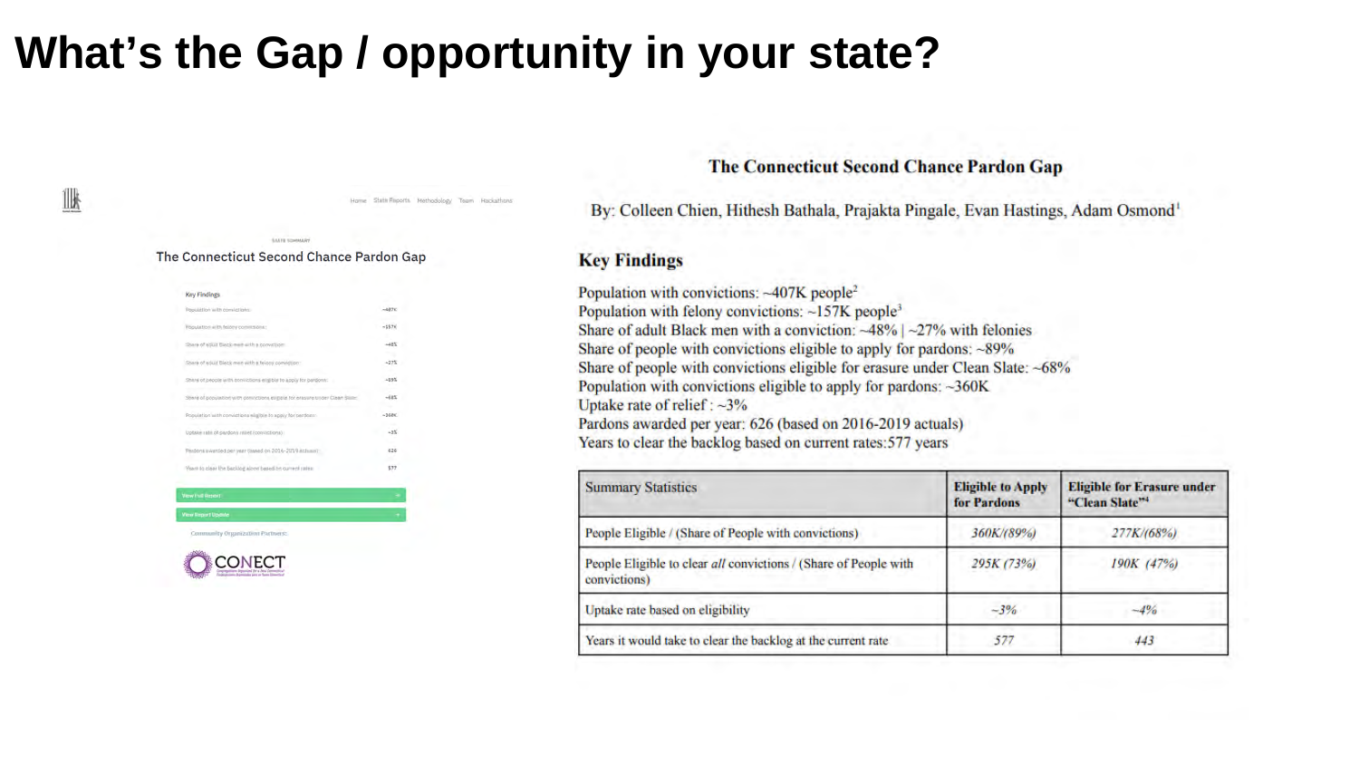# What's the Gap / opportunity in your state?

Home State Reports Methodology Team Hackathons

STATE SUMMARY

## The Connecticut Second Chance Pardon Gap

Key Findings

| | |
|---|---|
| Population with convictions: | ~407K |
| Population with felony convictions: | ~157K |
| Share of adult Black men with a conviction: | ~48% |
| Share of adult Black men with a felony conviction: | ~27% |
| Share of people with convictions eligible to apply for pardons: | ~89% |
| Share of population with convictions eligible for erasure under Clean Slate: | ~68% |
| Population with convictions eligible to apply for pardons: | ~360K |
| Uptake rate of pardons (ratio) (convictions): | ~3% |
| Pardons awarded per year (based on 2016-2019 actuals): | 626 |
| Years to clear the backlog alone based on current rates: | 577 |

View Full Report

View Report Update

Community Organization Partners:

CONECT

## The Connecticut Second Chance Pardon Gap

By: Colleen Chien, Hithesh Bathala, Prajakta Pingale, Evan Hastings, Adam Osmond[1]

### Key Findings

Population with convictions: ~407K people[2]
Population with felony convictions: ~157K people[3]
Share of adult Black men with a conviction: ~48% | ~27% with felonies
Share of people with convictions eligible to apply for pardons: ~89%
Share of people with convictions eligible for erasure under Clean Slate: ~68%
Population with convictions eligible to apply for pardons: ~360K
Uptake rate of relief : ~3%
Pardons awarded per year: 626 (based on 2016-2019 actuals)
Years to clear the backlog based on current rates:577 years

| Summary Statistics | Eligible to Apply for Pardons | Eligible for Erasure under "Clean Slate"[4] |
|---|---|---|
| People Eligible / (Share of People with convictions) | *360K/(89%)* | *277K/(68%)* |
| People Eligible to clear *all* convictions / (Share of People with convictions) | *295K (73%)* | *190K (47%)* |
| Uptake rate based on eligibility | *~3%* | *~4%* |
| Years it would take to clear the backlog at the current rate | *577* | *443* |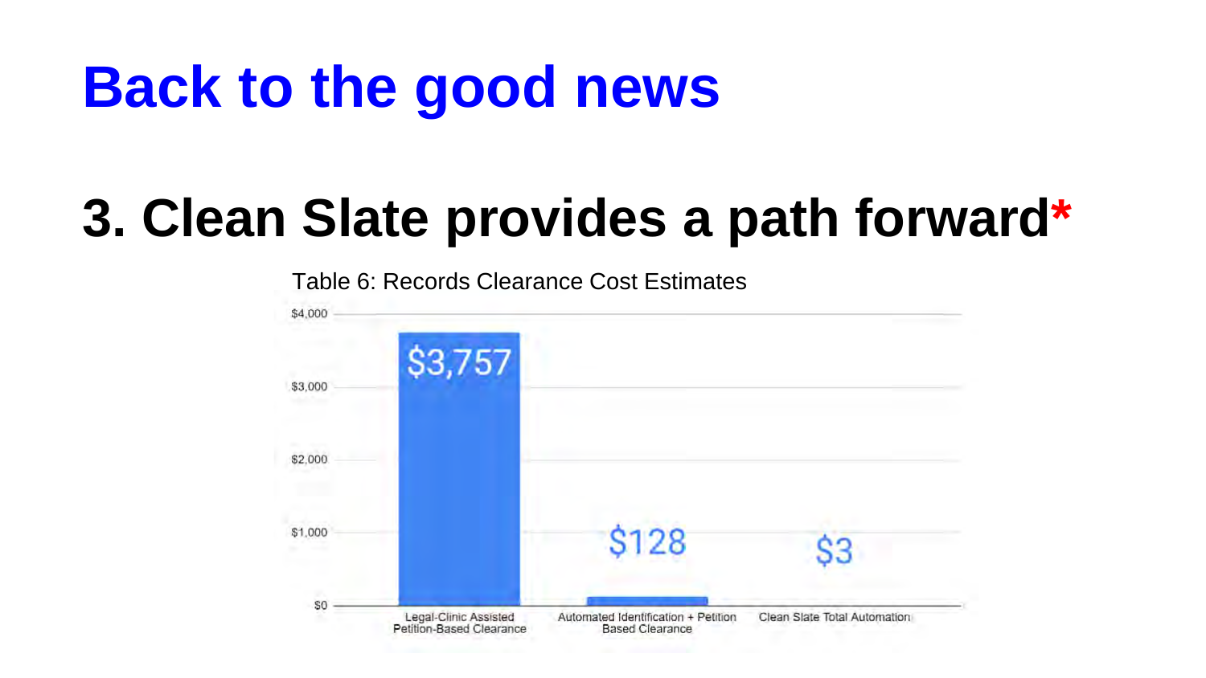# Back to the good news

## 3. Clean Slate provides a path forward*

Table 6: Records Clearance Cost Estimates

| Clearance Method | Cost Estimate |
| --- | --- |
| Legal-Clinic Assisted Petition-Based Clearance | $3,757 |
| Automated Identification + Petition Based Clearance | $128 |
| Clean Slate Total Automation | $3 |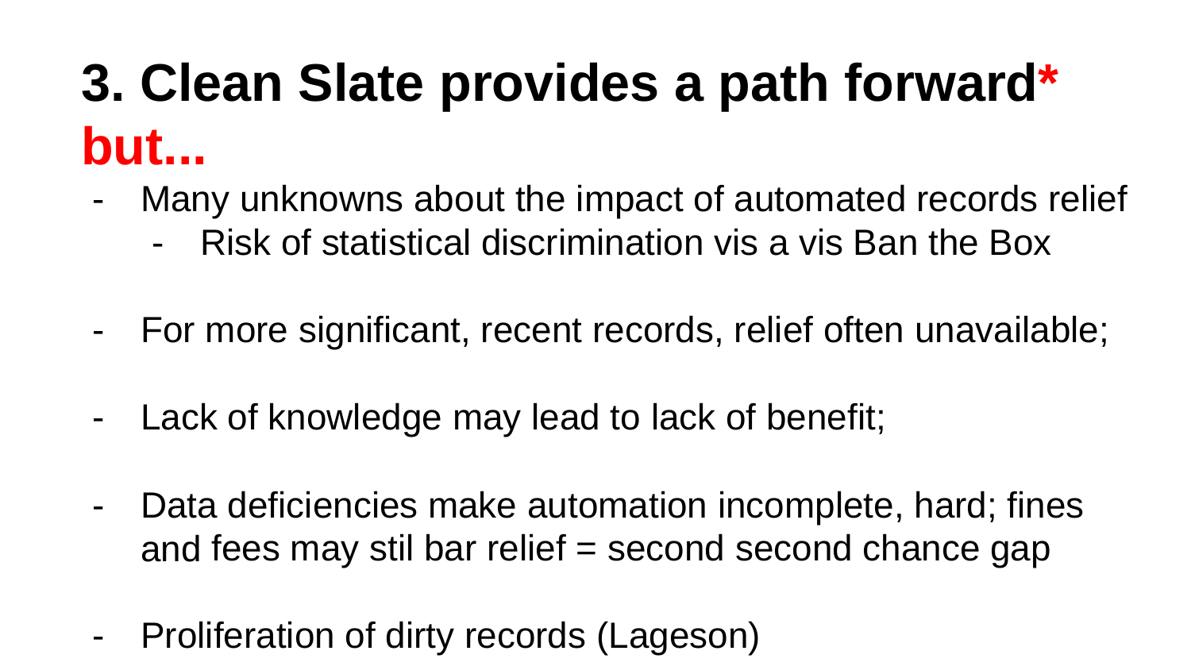# 3. Clean Slate provides a path forward* but...

- Many unknowns about the impact of automated records relief
  - Risk of statistical discrimination vis a vis Ban the Box
- For more significant, recent records, relief often unavailable;
- Lack of knowledge may lead to lack of benefit;
- Data deficiencies make automation incomplete, hard; fines and fees may stil bar relief = second second chance gap
- Proliferation of dirty records (Lageson)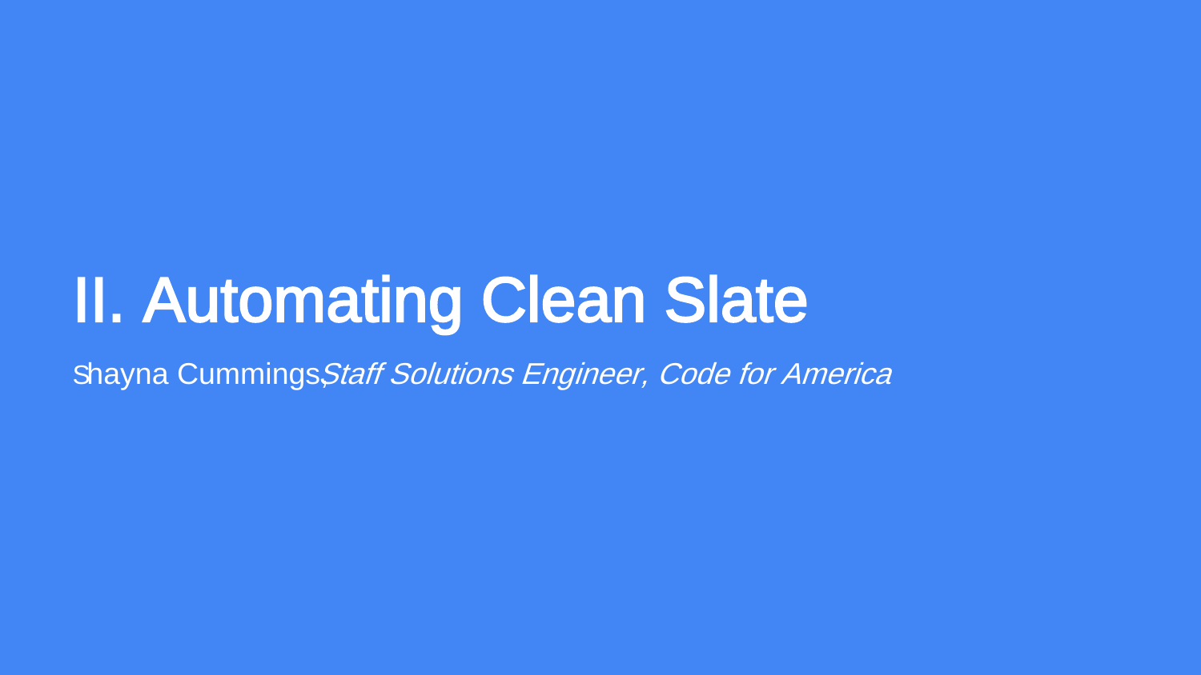# II. Automating Clean Slate

Shayna Cummings, *Staff Solutions Engineer, Code for America*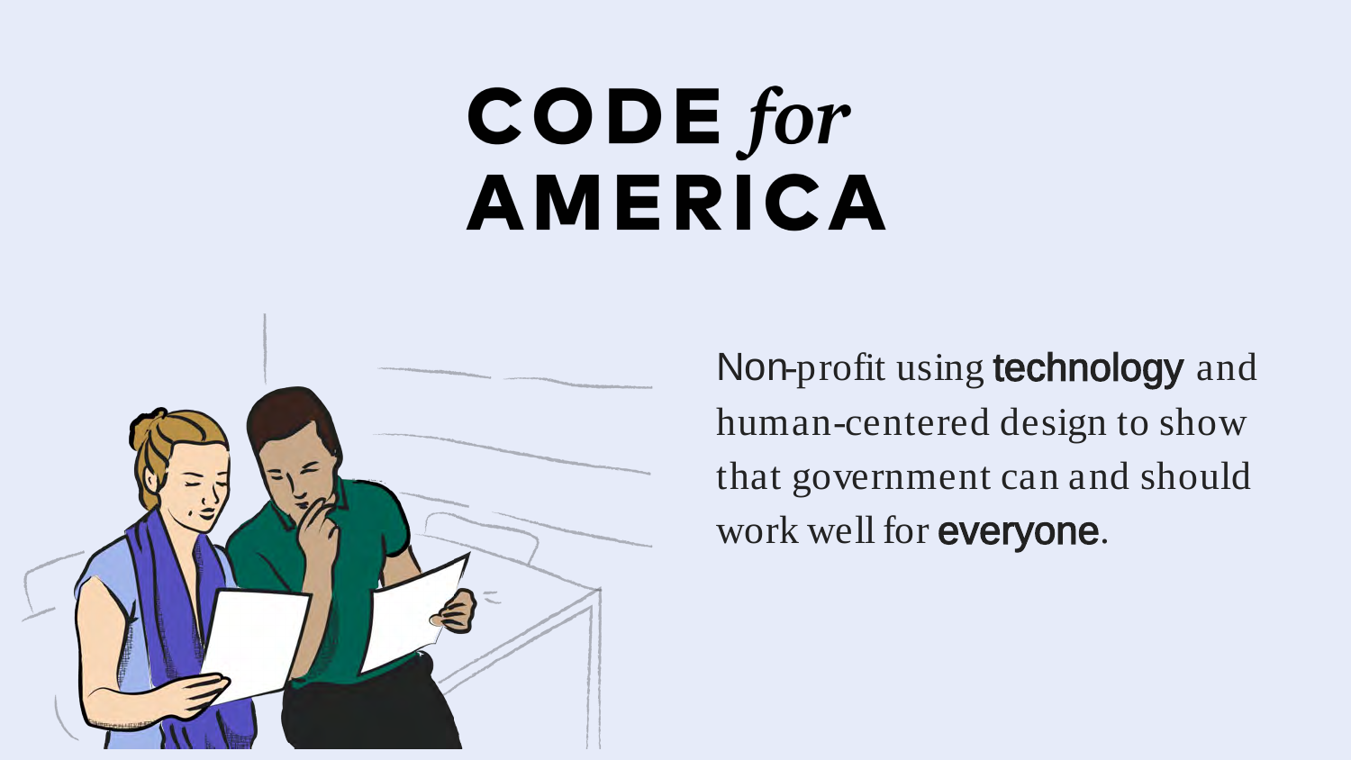# CODE *for* AMERICA

Non-profit using **technology** and human-centered design to show that government can and should work well for **everyone**.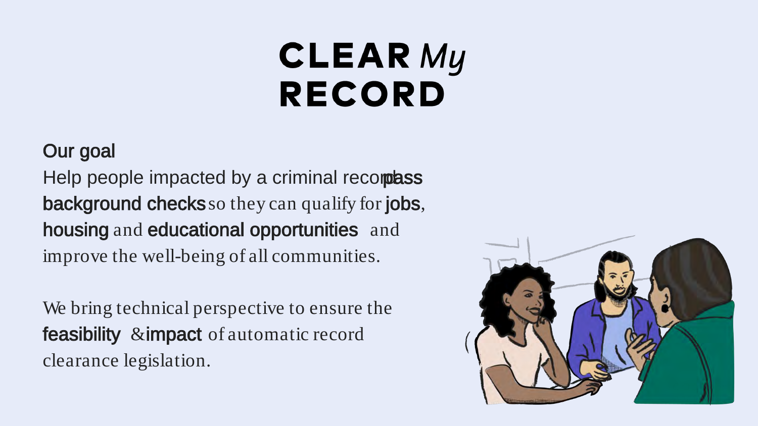# CLEAR *My* RECORD

## Our goal

Help people impacted by a criminal record **pass background checks** so they can qualify for **jobs**, **housing** and **educational opportunities** and improve the well-being of all communities.

We bring technical perspective to ensure the **feasibility** & **impact** of automatic record clearance legislation.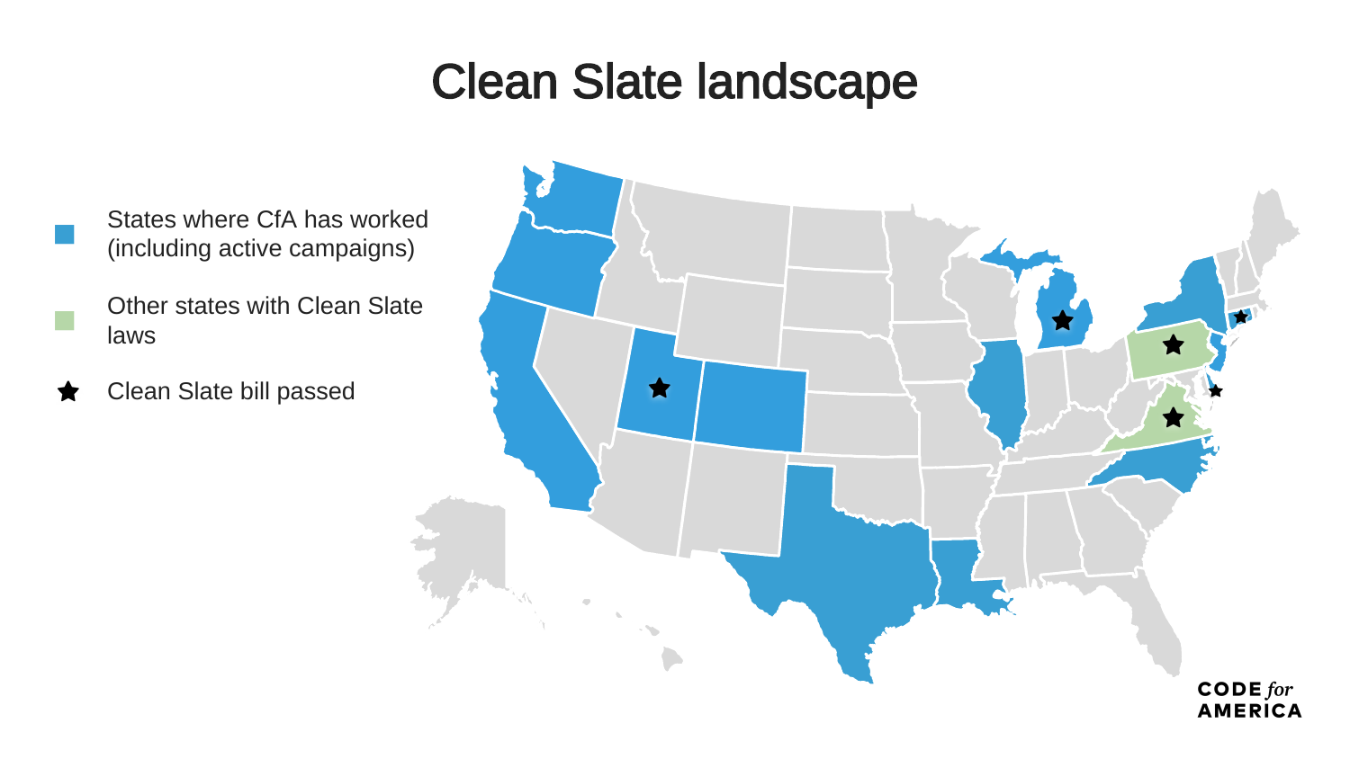# Clean Slate landscape

- States where CfA has worked (including active campaigns)
- Other states with Clean Slate laws
- ★ Clean Slate bill passed

CODE *for* AMERICA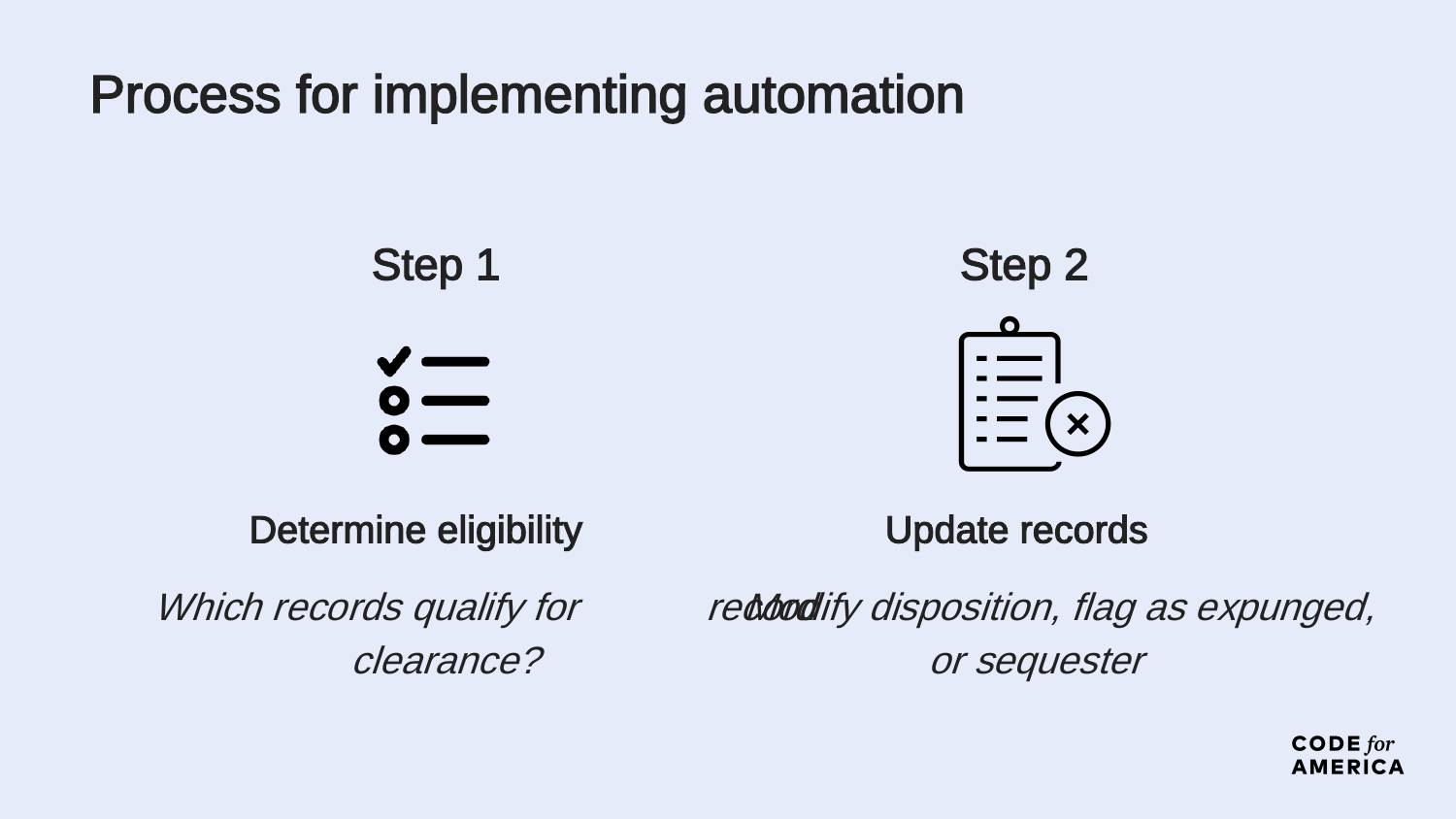# Process for implementing automation

## Step 1

**Determine eligibility**

*Which records qualify for clearance?*

## Step 2

**Update records**

*Modify disposition, flag as expunged, or sequester record*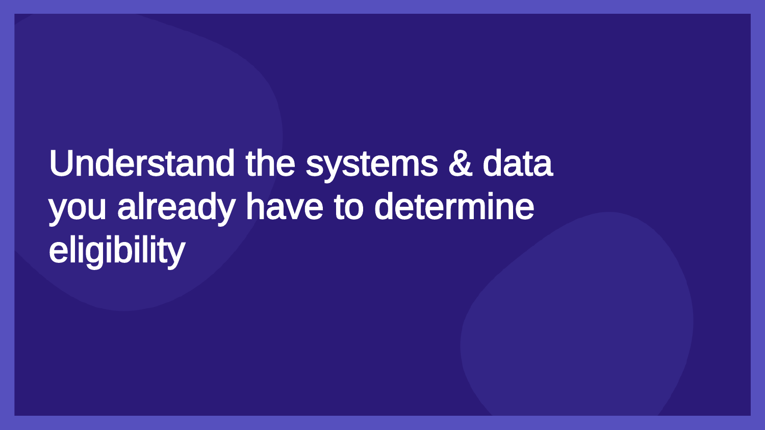# Understand the systems & data you already have to determine eligibility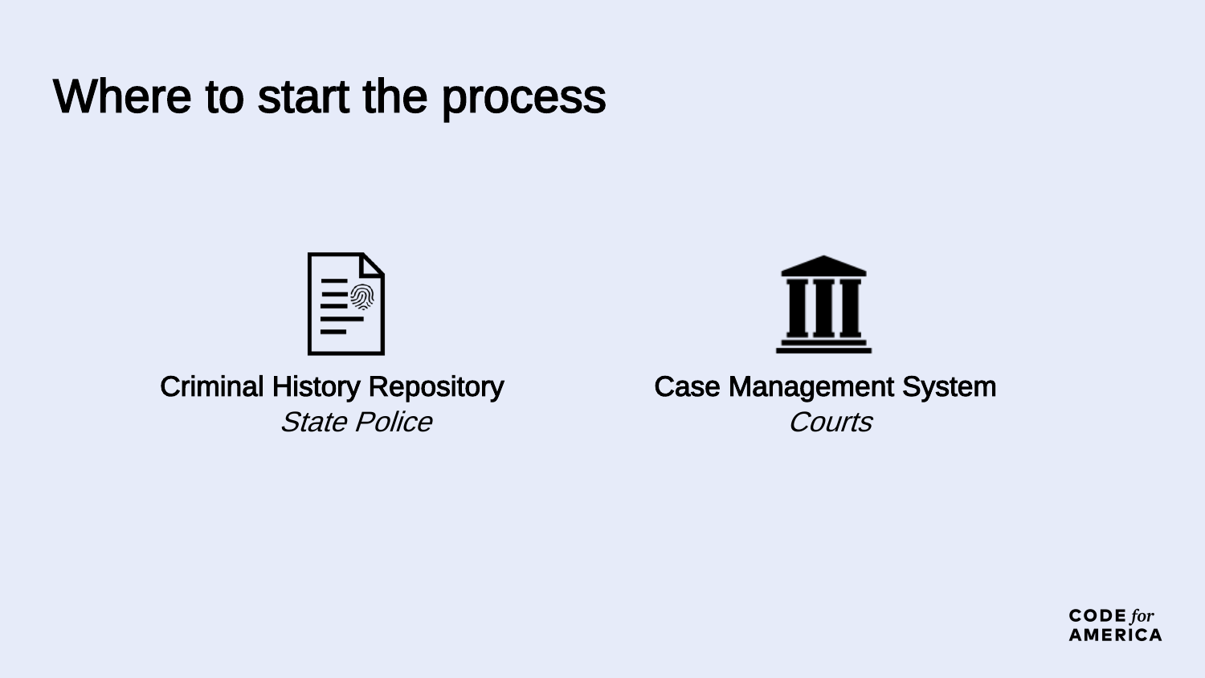# Where to start the process

Criminal History Repository
*State Police*

Case Management System
*Courts*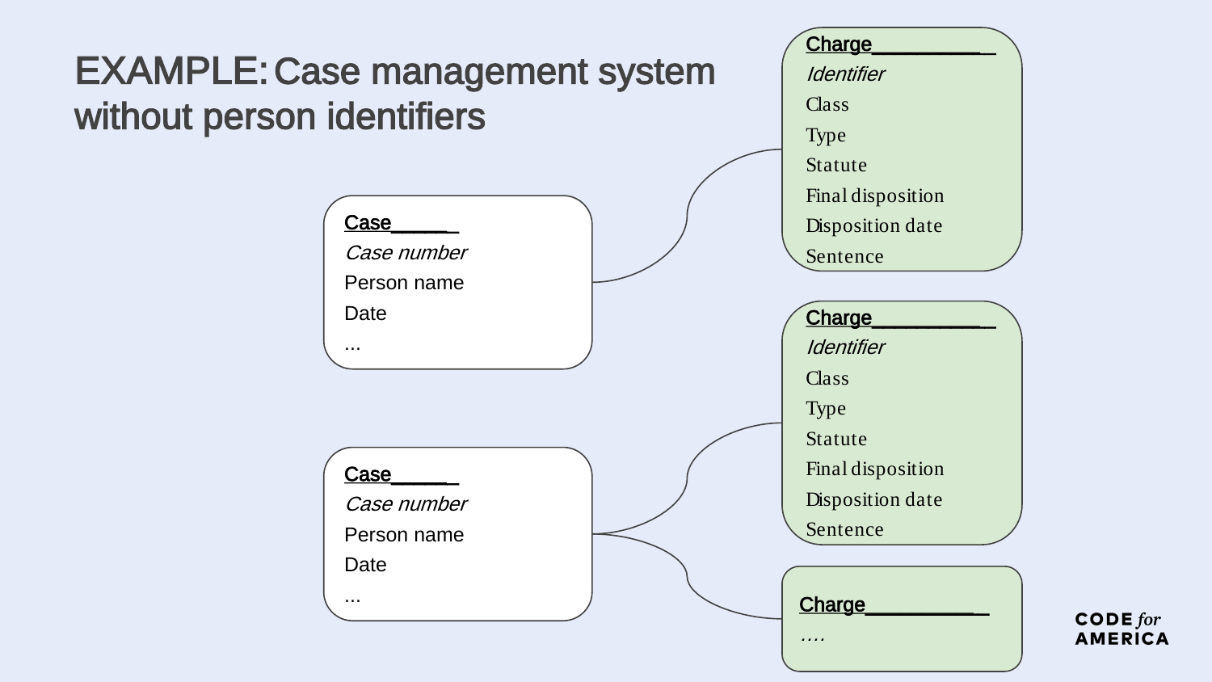# EXAMPLE: Case management system without person identifiers

**Case**
*Case number*
Person name
Date
...

**Charge**
*Identifier*
Class
Type
Statute
Final disposition
Disposition date
Sentence

**Case**
*Case number*
Person name
Date
...

**Charge**
*Identifier*
Class
Type
Statute
Final disposition
Disposition date
Sentence

**Charge**
....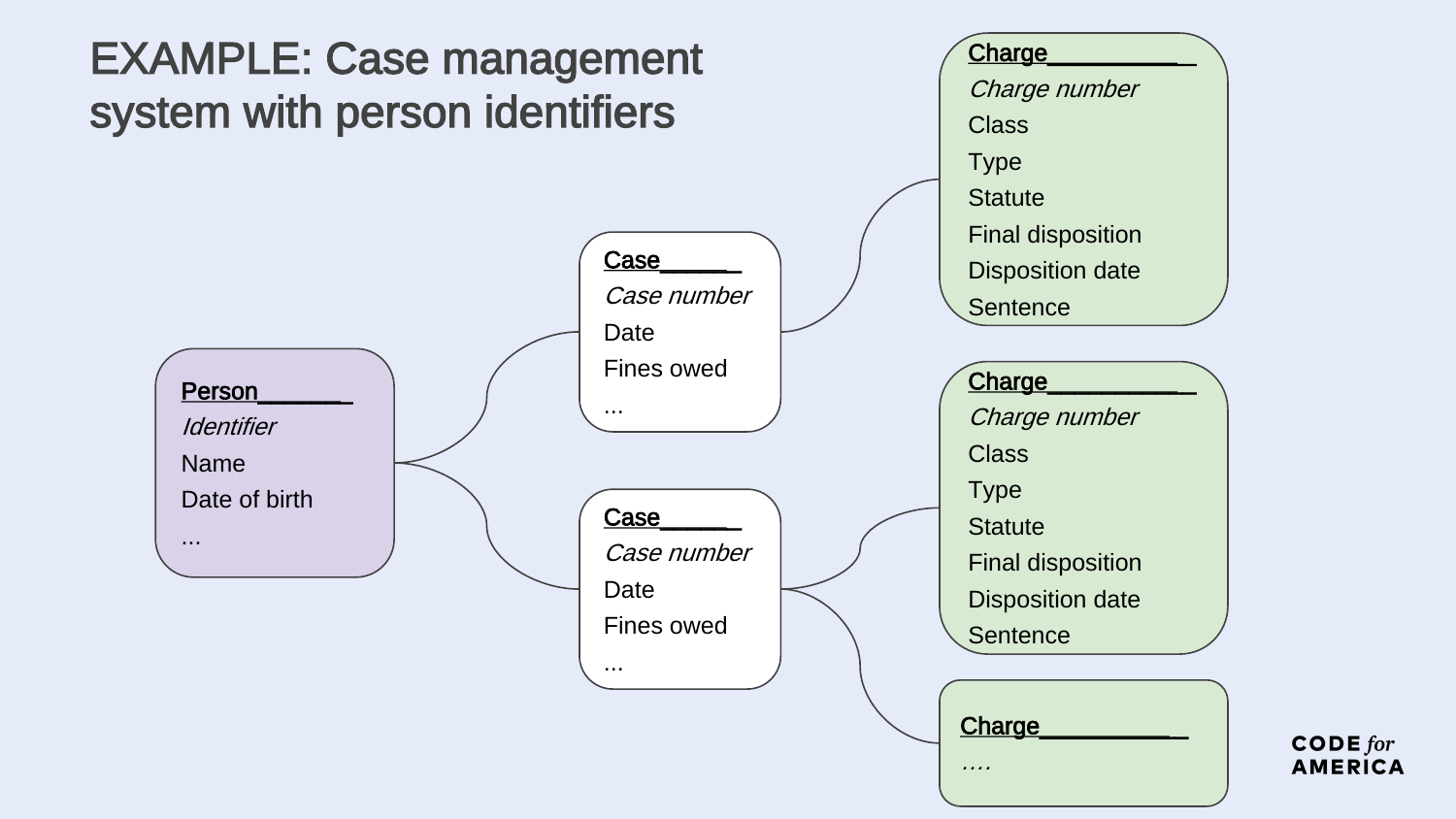# EXAMPLE: Case management system with person identifiers

**Person**
*Identifier*
Name
Date of birth
...

**Case**
*Case number*
Date
Fines owed
...

**Case**
*Case number*
Date
Fines owed
...

**Charge**
*Charge number*
Class
Type
Statute
Final disposition
Disposition date
Sentence

**Charge**
*Charge number*
Class
Type
Statute
Final disposition
Disposition date
Sentence

**Charge**
....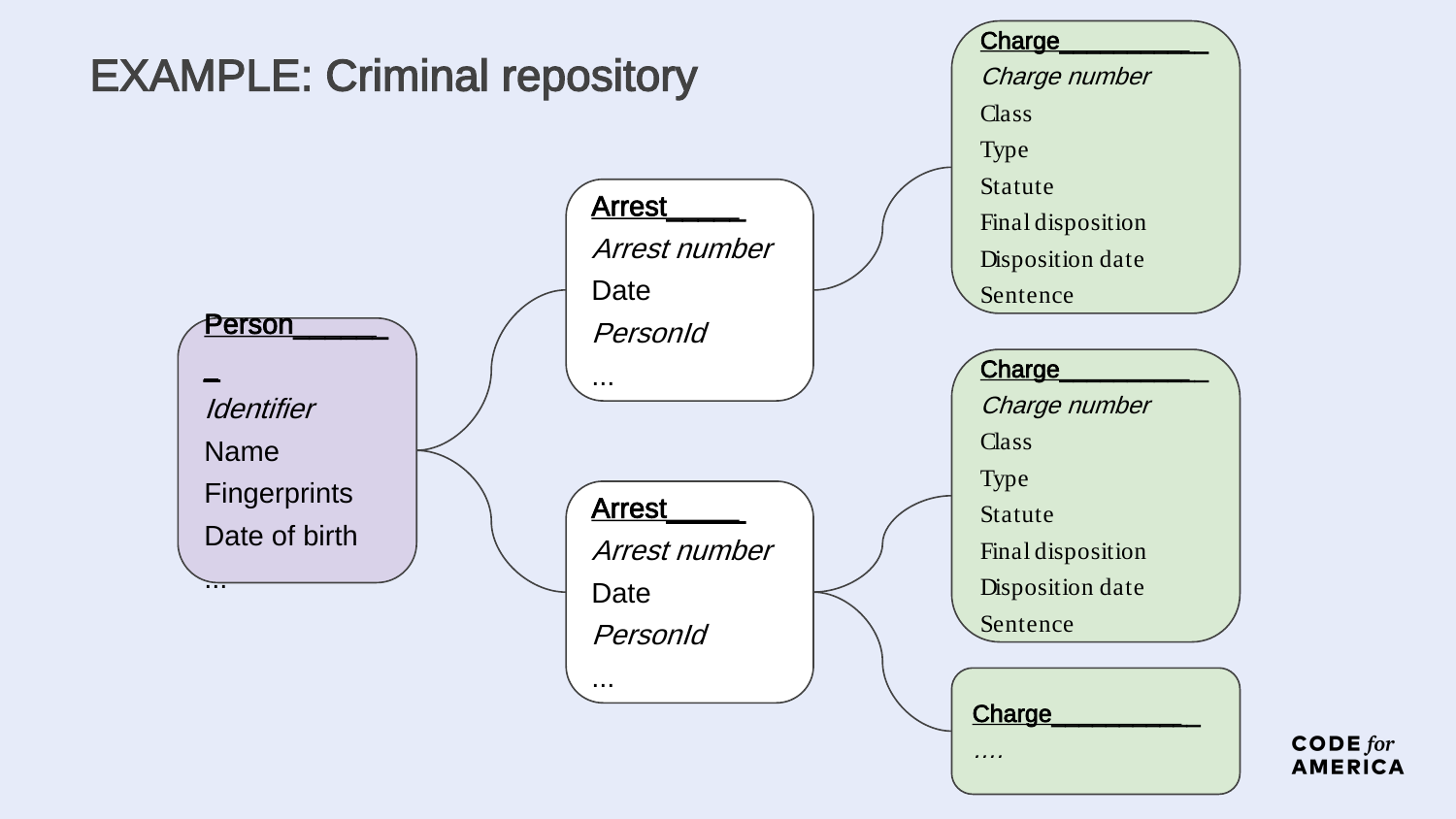# EXAMPLE: Criminal repository

**Person**

*Identifier*
Name
Fingerprints
Date of birth
...

**Arrest**

*Arrest number*
Date
*PersonId*
...

**Arrest**

*Arrest number*
Date
*PersonId*
...

**Charge**

*Charge number*
Class
Type
Statute
Final disposition
Disposition date
Sentence

**Charge**

*Charge number*
Class
Type
Statute
Final disposition
Disposition date
Sentence

**Charge**

*....*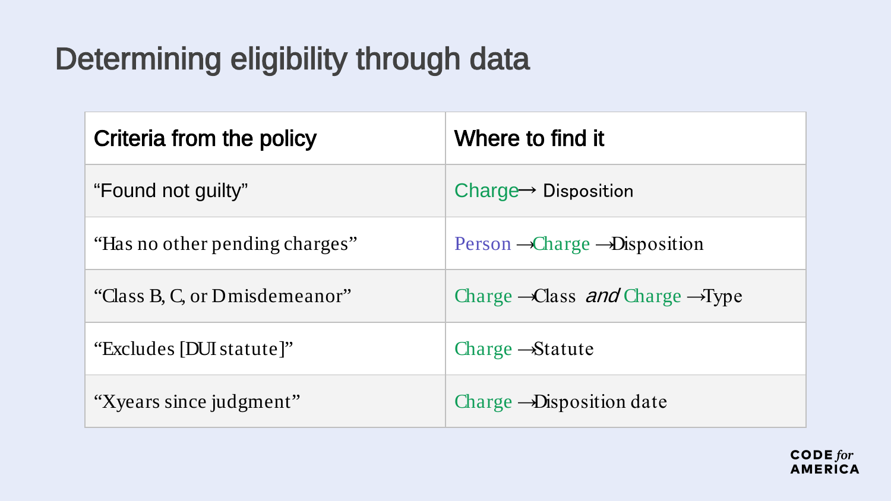# Determining eligibility through data

| Criteria from the policy | Where to find it |
| --- | --- |
| “Found not guilty” | Charge → Disposition |
| “Has no other pending charges” | Person → Charge → Disposition |
| “Class B, C, or D misdemeanor” | Charge → Class *and* Charge → Type |
| “Excludes [DUI statute]” | Charge → Statute |
| “X years since judgment” | Charge → Disposition date |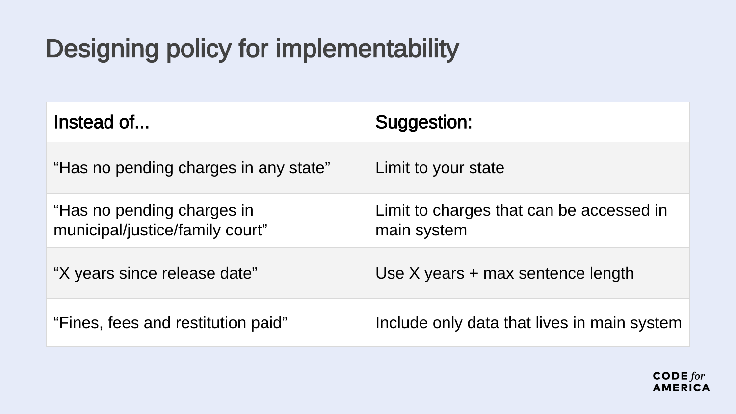# Designing policy for implementability

| Instead of... | Suggestion: |
| --- | --- |
| “Has no pending charges in any state” | Limit to your state |
| “Has no pending charges in municipal/justice/family court” | Limit to charges that can be accessed in main system |
| “X years since release date” | Use X years + max sentence length |
| “Fines, fees and restitution paid” | Include only data that lives in main system |

CODE for AMERICA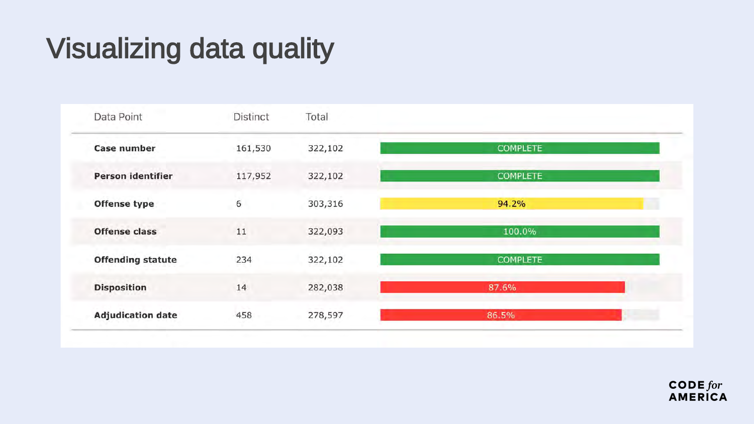# Visualizing data quality

| Data Point | Distinct | Total | |
|---|---|---|---|
| **Case number** | 161,530 | 322,102 | COMPLETE |
| **Person identifier** | 117,952 | 322,102 | COMPLETE |
| **Offense type** | 6 | 303,316 | 94.2% |
| **Offense class** | 11 | 322,093 | 100.0% |
| **Offending statute** | 234 | 322,102 | COMPLETE |
| **Disposition** | 14 | 282,038 | 87.6% |
| **Adjudication date** | 458 | 278,597 | 86.5% |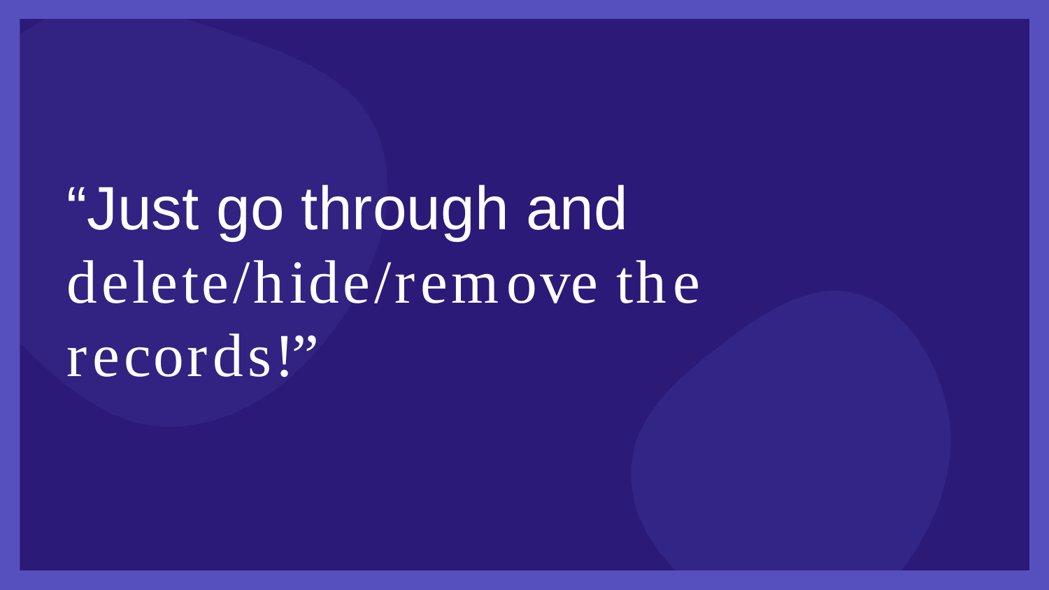“Just go through and delete/hide/remove the records!”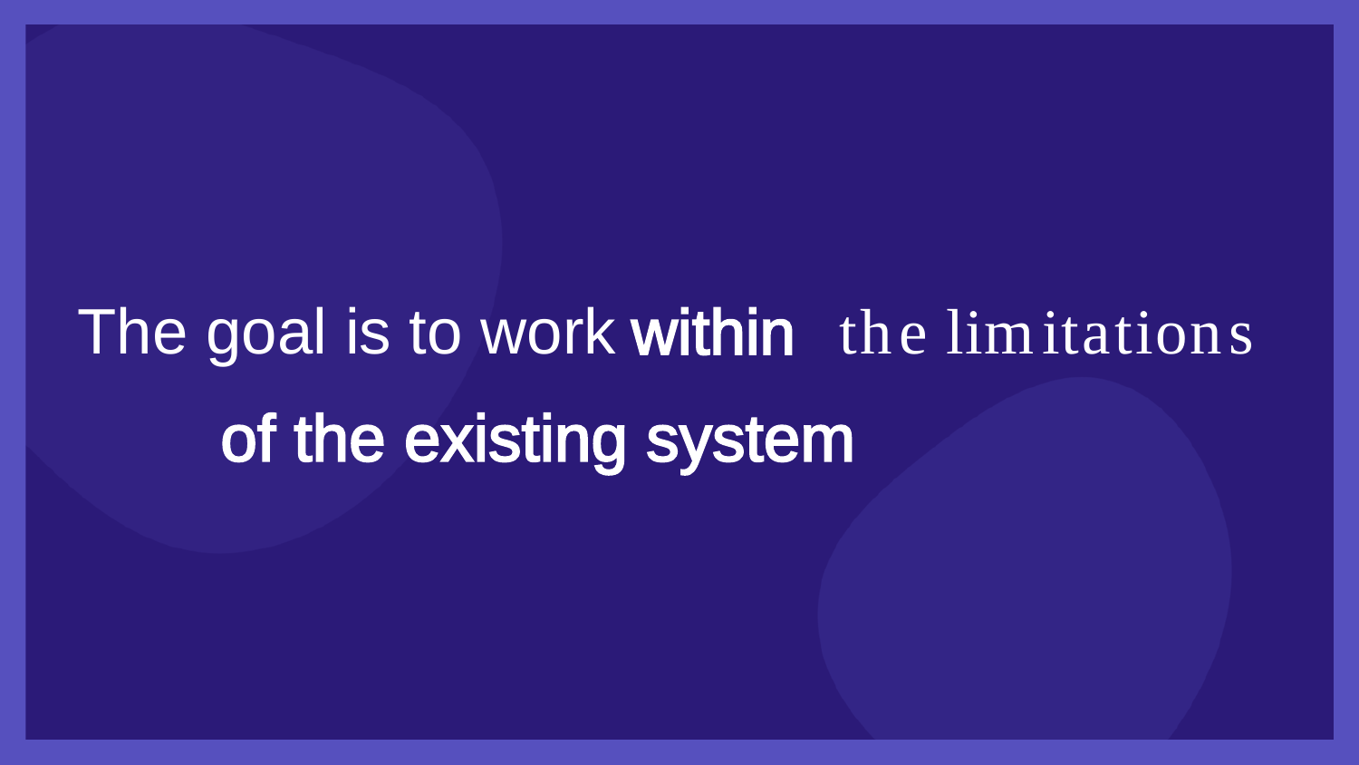The goal is to work **within** the limitations **of the existing system**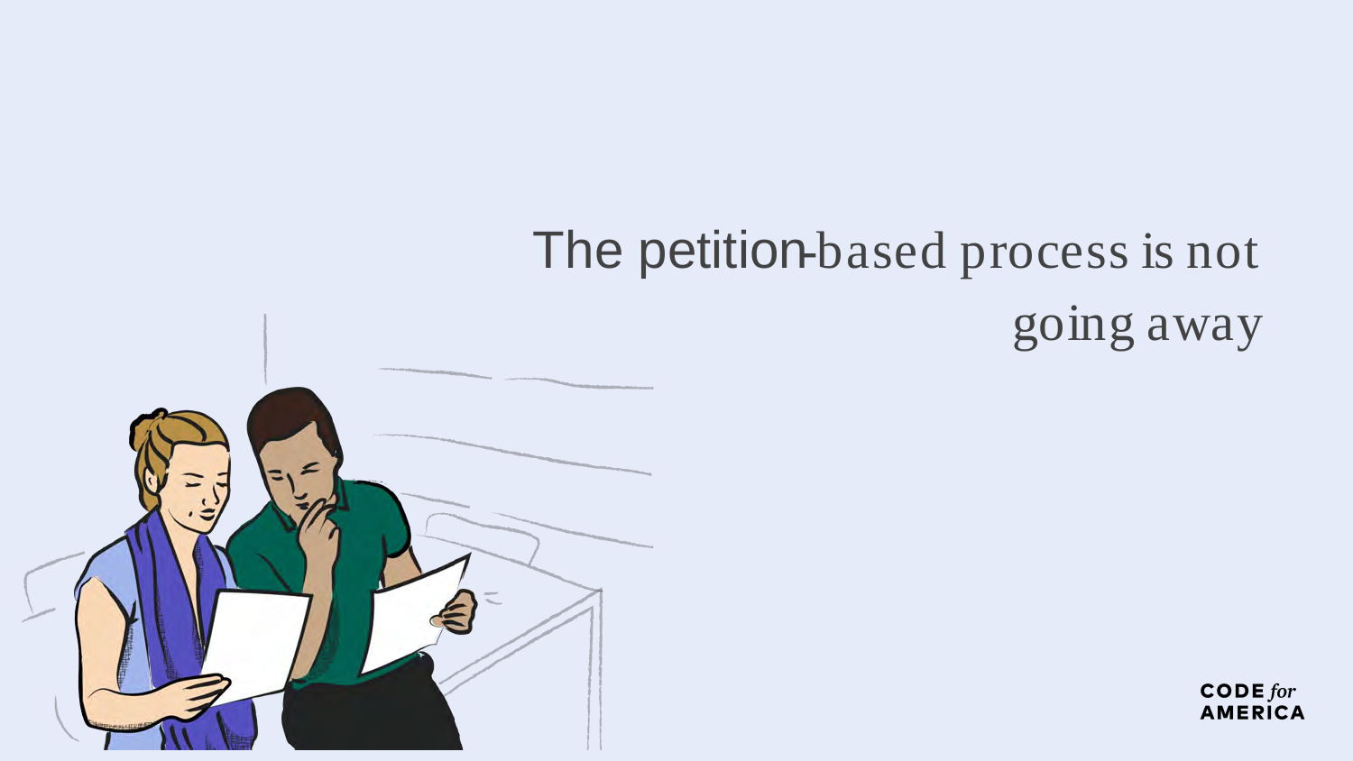# The petition-based process is not going away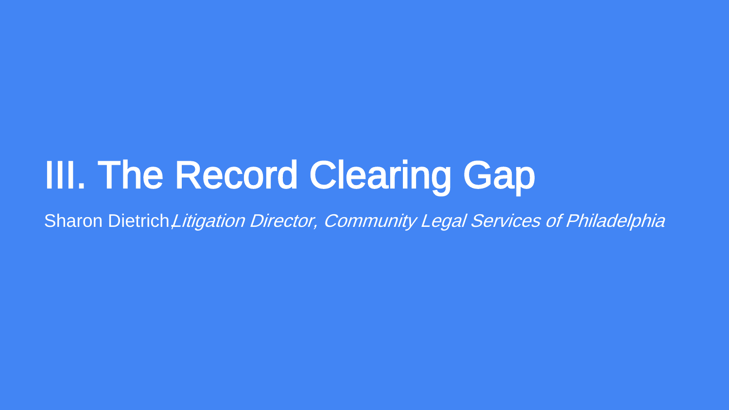# III. The Record Clearing Gap

Sharon Dietrich, *Litigation Director, Community Legal Services of Philadelphia*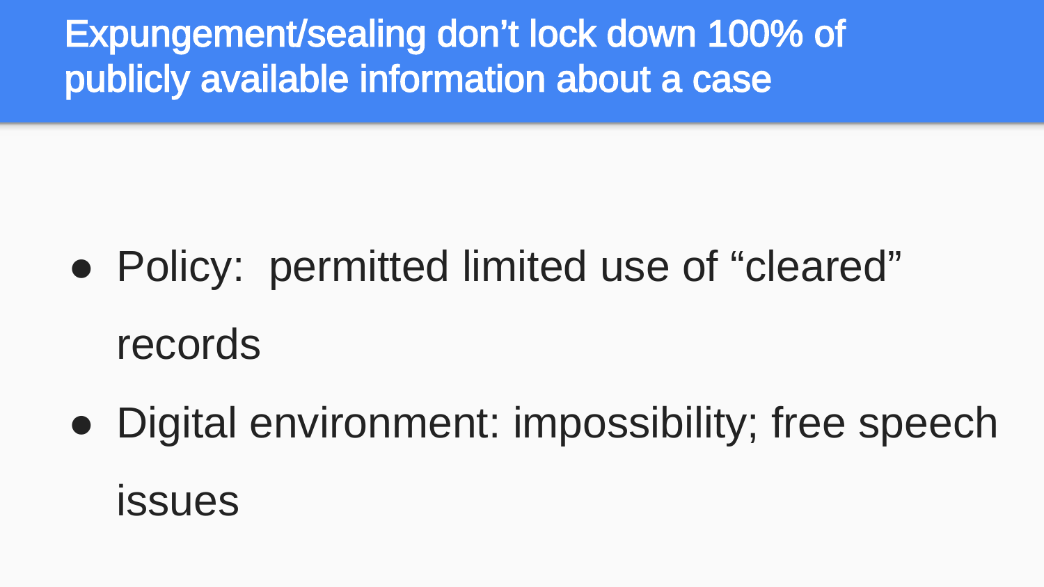# Expungement/sealing don’t lock down 100% of publicly available information about a case

- Policy: permitted limited use of “cleared” records
- Digital environment: impossibility; free speech issues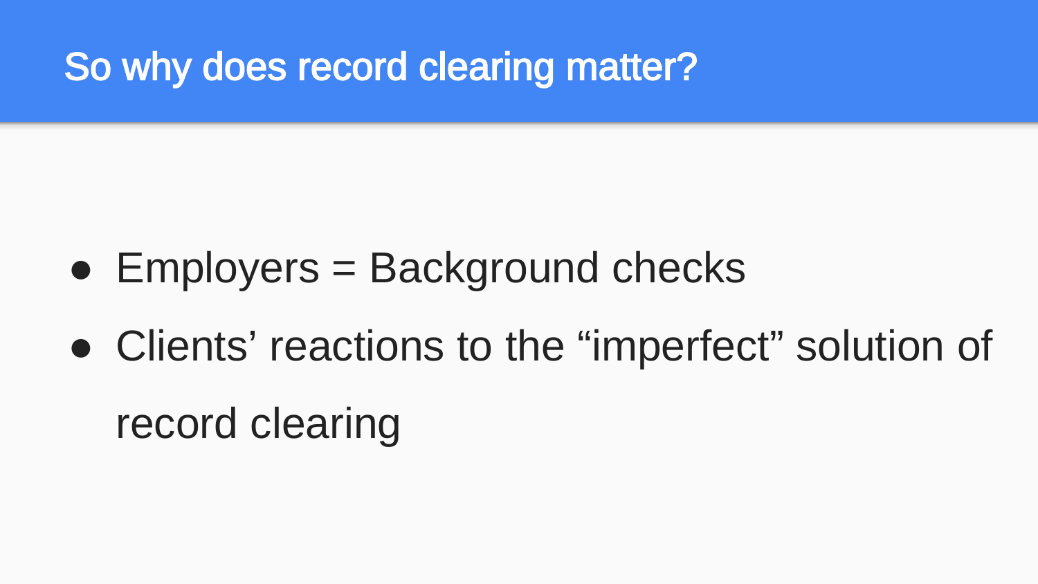# So why does record clearing matter?

- Employers = Background checks
- Clients’ reactions to the “imperfect” solution of record clearing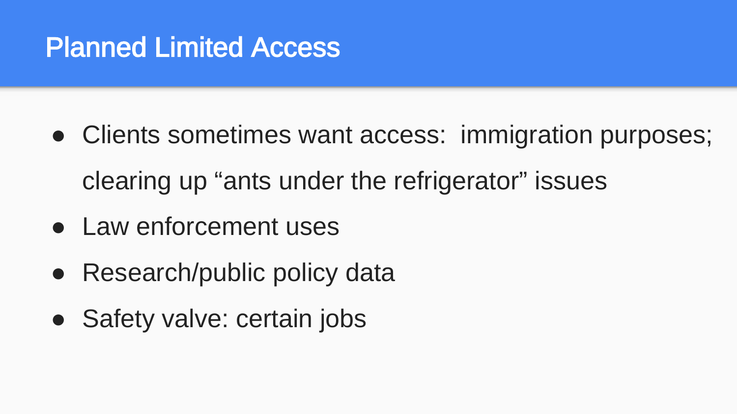# Planned Limited Access

- Clients sometimes want access:  immigration purposes; clearing up “ants under the refrigerator” issues
- Law enforcement uses
- Research/public policy data
- Safety valve: certain jobs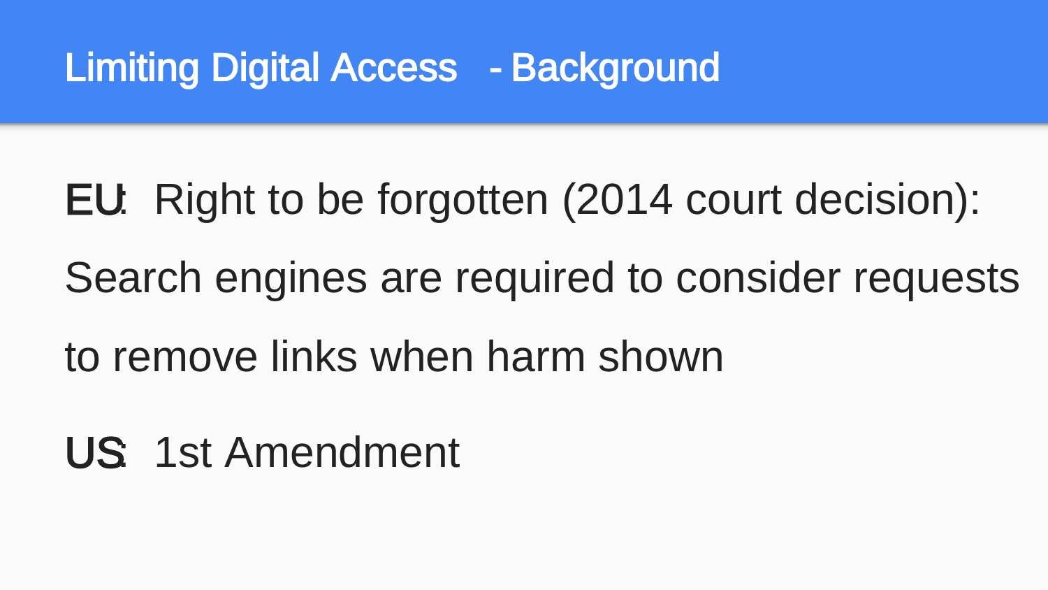# Limiting Digital Access - Background

**EU**: Right to be forgotten (2014 court decision): Search engines are required to consider requests to remove links when harm shown

**US**: 1st Amendment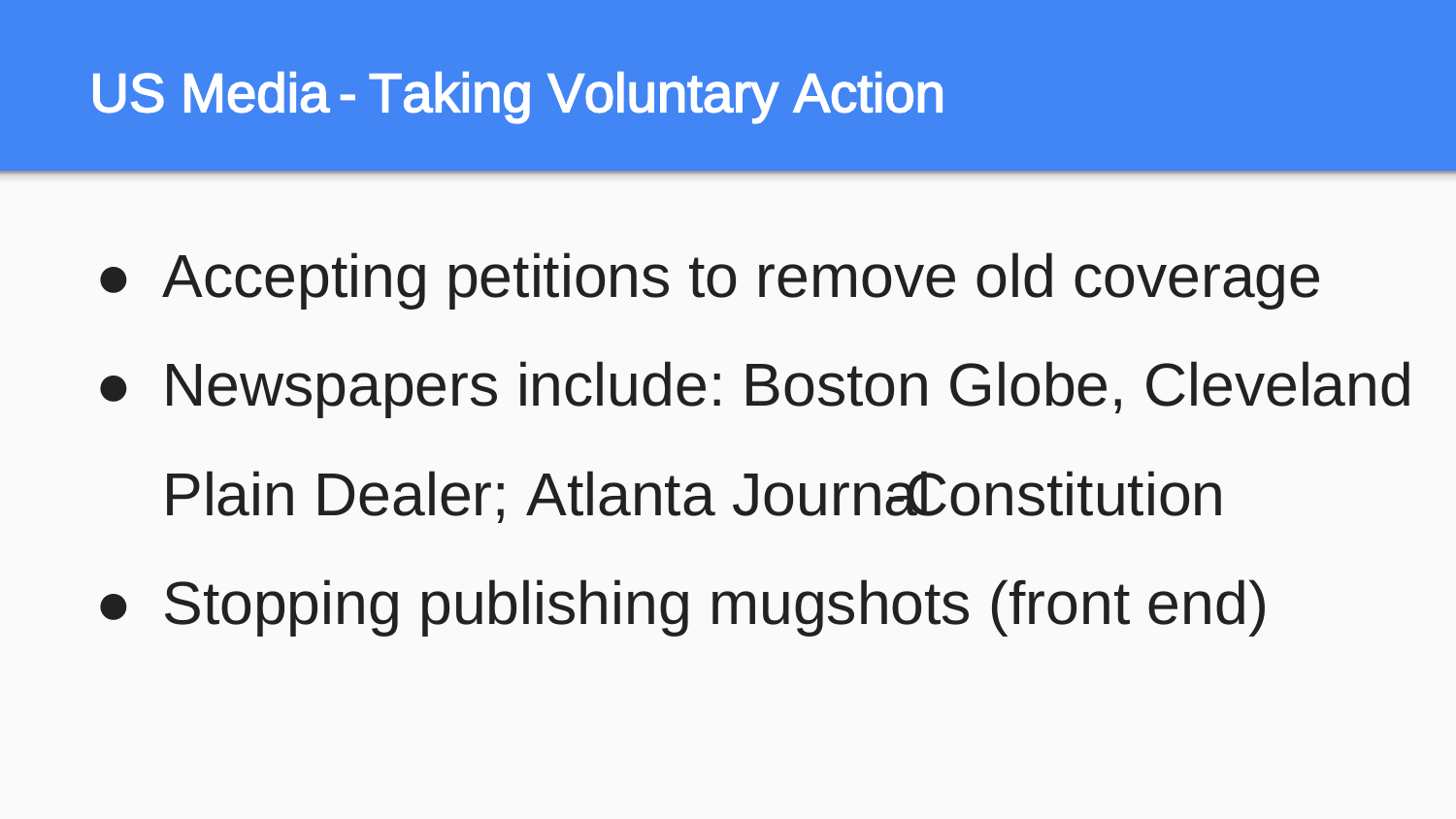# US Media - Taking Voluntary Action

- Accepting petitions to remove old coverage
- Newspapers include: Boston Globe, Cleveland Plain Dealer; Atlanta Journal-Constitution
- Stopping publishing mugshots (front end)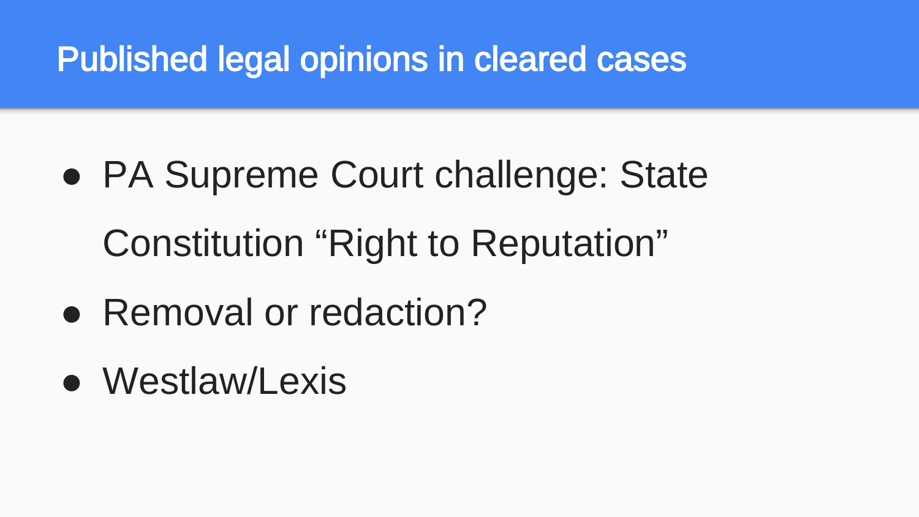# Published legal opinions in cleared cases

- PA Supreme Court challenge: State Constitution “Right to Reputation”
- Removal or redaction?
- Westlaw/Lexis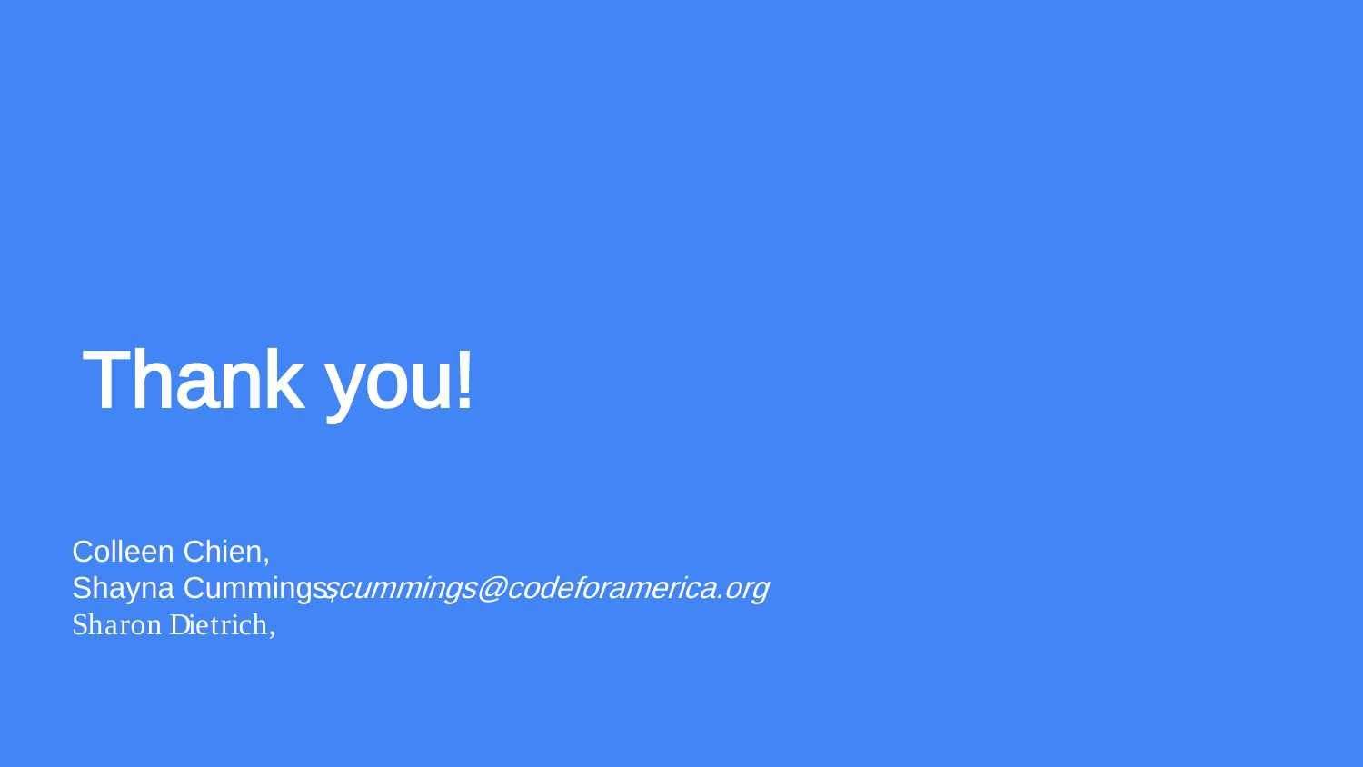# Thank you!

Colleen Chien,
Shayna Cummings, *scummings@codeforamerica.org*
Sharon Dietrich,